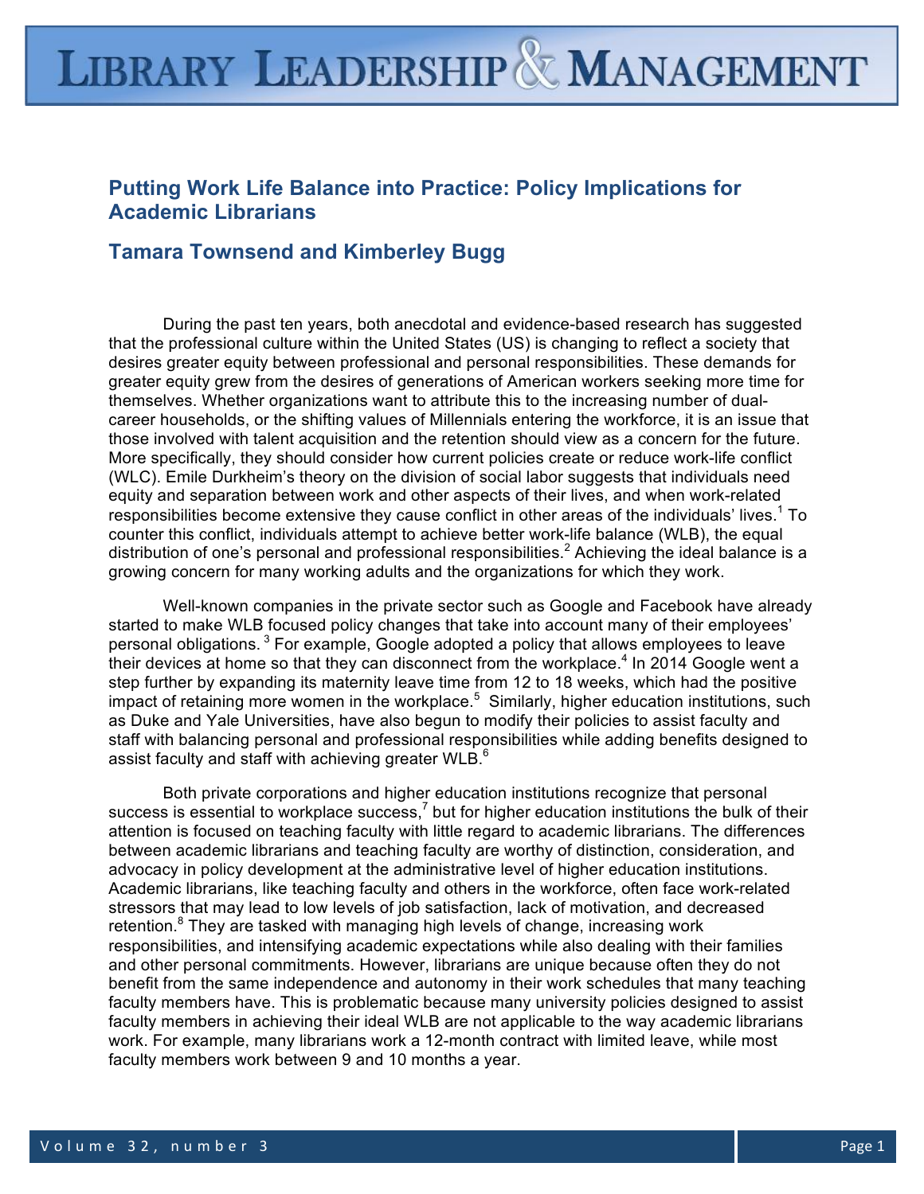# Putting Work Life Balance into Practice: Policy Implications for Academic Librarians

## Tamara Townsend and Kimberley Bugg

During the past ten years, both anecdotal and evidence-based research has suggested that the professional culture within the United States (US) is changing to reflect a society that desires greater equity between professional and personal responsibilities. These demands for greater equity grew from the desires of generations of American workers seeking more time for themselves. Whether organizations want to attribute this to the increasing number of dual-career households, or the shifting values of Millennials entering the workforce, it is an issue that those involved with talent acquisition and the retention should view as a concern for the future. More specifically, they should consider how current policies create or reduce work-life conflict (WLC). Emile Durkheim's theory on the division of social labor suggests that individuals need equity and separation between work and other aspects of their lives, and when work-related responsibilities become extensive they cause conflict in other areas of the individuals' lives.[1] To counter this conflict, individuals attempt to achieve better work-life balance (WLB), the equal distribution of one's personal and professional responsibilities.[2] Achieving the ideal balance is a growing concern for many working adults and the organizations for which they work.

Well-known companies in the private sector such as Google and Facebook have already started to make WLB focused policy changes that take into account many of their employees' personal obligations. [3] For example, Google adopted a policy that allows employees to leave their devices at home so that they can disconnect from the workplace.[4] In 2014 Google went a step further by expanding its maternity leave time from 12 to 18 weeks, which had the positive impact of retaining more women in the workplace.[5] Similarly, higher education institutions, such as Duke and Yale Universities, have also begun to modify their policies to assist faculty and staff with balancing personal and professional responsibilities while adding benefits designed to assist faculty and staff with achieving greater WLB.[6]

Both private corporations and higher education institutions recognize that personal success is essential to workplace success,[7] but for higher education institutions the bulk of their attention is focused on teaching faculty with little regard to academic librarians. The differences between academic librarians and teaching faculty are worthy of distinction, consideration, and advocacy in policy development at the administrative level of higher education institutions. Academic librarians, like teaching faculty and others in the workforce, often face work-related stressors that may lead to low levels of job satisfaction, lack of motivation, and decreased retention.[8] They are tasked with managing high levels of change, increasing work responsibilities, and intensifying academic expectations while also dealing with their families and other personal commitments. However, librarians are unique because often they do not benefit from the same independence and autonomy in their work schedules that many teaching faculty members have. This is problematic because many university policies designed to assist faculty members in achieving their ideal WLB are not applicable to the way academic librarians work. For example, many librarians work a 12-month contract with limited leave, while most faculty members work between 9 and 10 months a year.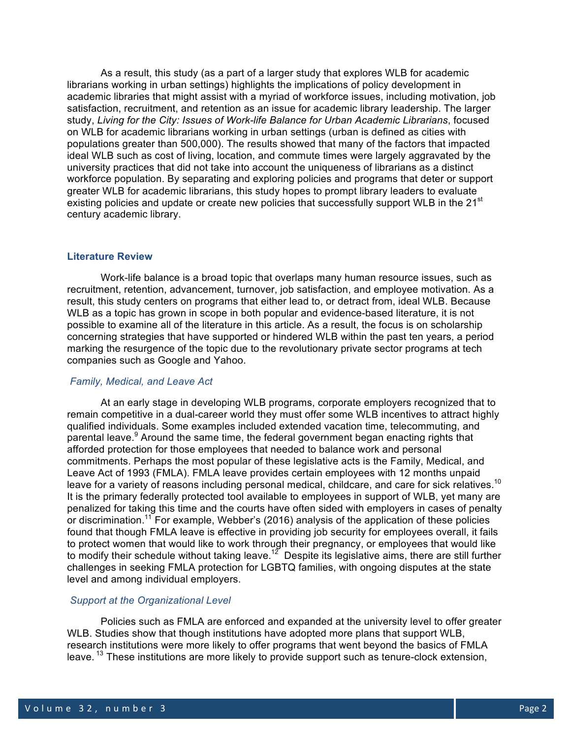As a result, this study (as a part of a larger study that explores WLB for academic librarians working in urban settings) highlights the implications of policy development in academic libraries that might assist with a myriad of workforce issues, including motivation, job satisfaction, recruitment, and retention as an issue for academic library leadership. The larger study, *Living for the City: Issues of Work-life Balance for Urban Academic Librarians*, focused on WLB for academic librarians working in urban settings (urban is defined as cities with populations greater than 500,000). The results showed that many of the factors that impacted ideal WLB such as cost of living, location, and commute times were largely aggravated by the university practices that did not take into account the uniqueness of librarians as a distinct workforce population. By separating and exploring policies and programs that deter or support greater WLB for academic librarians, this study hopes to prompt library leaders to evaluate existing policies and update or create new policies that successfully support WLB in the 21st century academic library.

## Literature Review

Work-life balance is a broad topic that overlaps many human resource issues, such as recruitment, retention, advancement, turnover, job satisfaction, and employee motivation. As a result, this study centers on programs that either lead to, or detract from, ideal WLB. Because WLB as a topic has grown in scope in both popular and evidence-based literature, it is not possible to examine all of the literature in this article. As a result, the focus is on scholarship concerning strategies that have supported or hindered WLB within the past ten years, a period marking the resurgence of the topic due to the revolutionary private sector programs at tech companies such as Google and Yahoo.

### *Family, Medical, and Leave Act*

At an early stage in developing WLB programs, corporate employers recognized that to remain competitive in a dual-career world they must offer some WLB incentives to attract highly qualified individuals. Some examples included extended vacation time, telecommuting, and parental leave.[9] Around the same time, the federal government began enacting rights that afforded protection for those employees that needed to balance work and personal commitments. Perhaps the most popular of these legislative acts is the Family, Medical, and Leave Act of 1993 (FMLA). FMLA leave provides certain employees with 12 months unpaid leave for a variety of reasons including personal medical, childcare, and care for sick relatives.[10] It is the primary federally protected tool available to employees in support of WLB, yet many are penalized for taking this time and the courts have often sided with employers in cases of penalty or discrimination.[11] For example, Webber's (2016) analysis of the application of these policies found that though FMLA leave is effective in providing job security for employees overall, it fails to protect women that would like to work through their pregnancy, or employees that would like to modify their schedule without taking leave.[12] Despite its legislative aims, there are still further challenges in seeking FMLA protection for LGBTQ families, with ongoing disputes at the state level and among individual employers.

### *Support at the Organizational Level*

Policies such as FMLA are enforced and expanded at the university level to offer greater WLB. Studies show that though institutions have adopted more plans that support WLB, research institutions were more likely to offer programs that went beyond the basics of FMLA leave.[13] These institutions are more likely to provide support such as tenure-clock extension,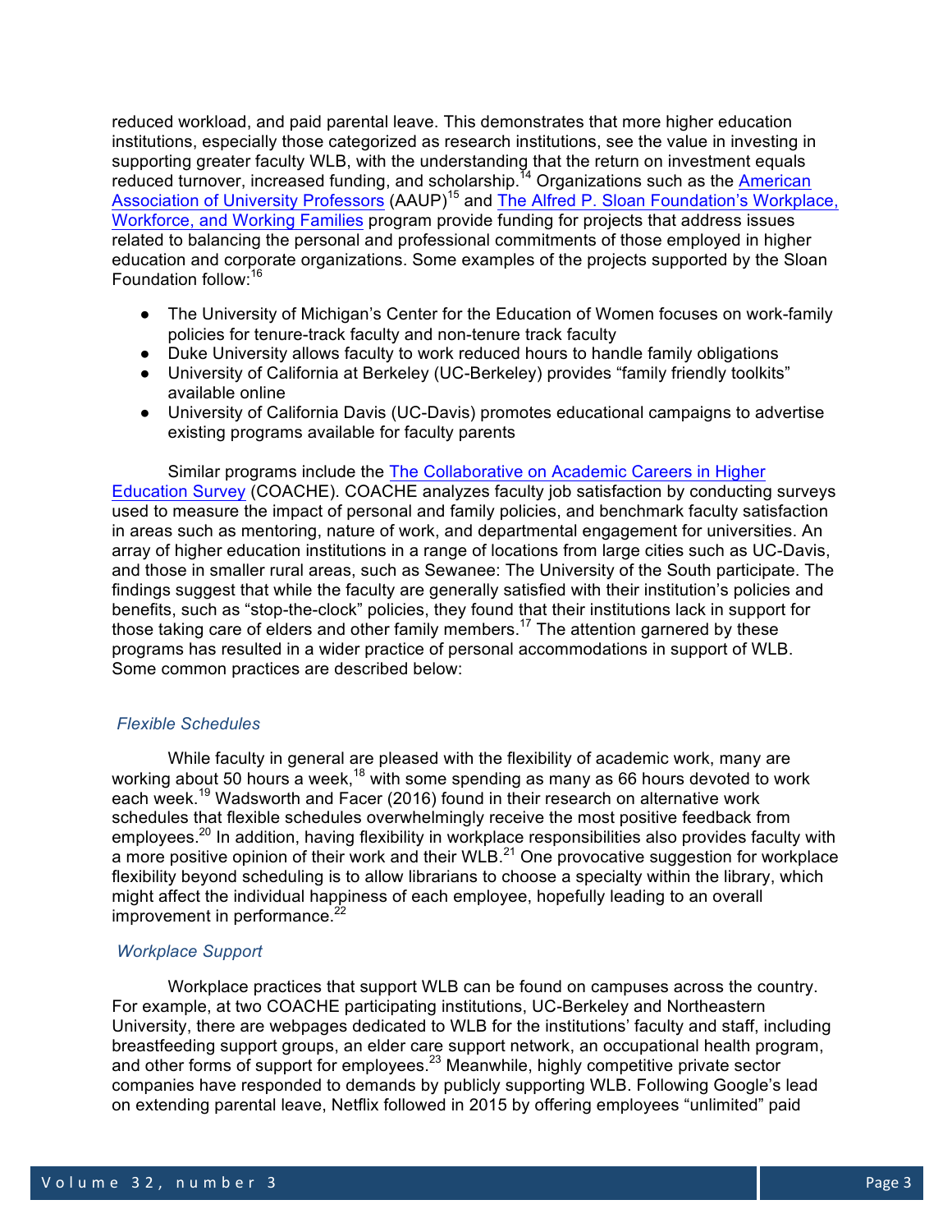reduced workload, and paid parental leave. This demonstrates that more higher education institutions, especially those categorized as research institutions, see the value in investing in supporting greater faculty WLB, with the understanding that the return on investment equals reduced turnover, increased funding, and scholarship.[14] Organizations such as the American Association of University Professors (AAUP)[15] and The Alfred P. Sloan Foundation's Workplace, Workforce, and Working Families program provide funding for projects that address issues related to balancing the personal and professional commitments of those employed in higher education and corporate organizations. Some examples of the projects supported by the Sloan Foundation follow:[16]

- The University of Michigan's Center for the Education of Women focuses on work-family policies for tenure-track faculty and non-tenure track faculty
- Duke University allows faculty to work reduced hours to handle family obligations
- University of California at Berkeley (UC-Berkeley) provides "family friendly toolkits" available online
- University of California Davis (UC-Davis) promotes educational campaigns to advertise existing programs available for faculty parents

Similar programs include the The Collaborative on Academic Careers in Higher Education Survey (COACHE). COACHE analyzes faculty job satisfaction by conducting surveys used to measure the impact of personal and family policies, and benchmark faculty satisfaction in areas such as mentoring, nature of work, and departmental engagement for universities. An array of higher education institutions in a range of locations from large cities such as UC-Davis, and those in smaller rural areas, such as Sewanee: The University of the South participate. The findings suggest that while the faculty are generally satisfied with their institution's policies and benefits, such as "stop-the-clock" policies, they found that their institutions lack in support for those taking care of elders and other family members.[17] The attention garnered by these programs has resulted in a wider practice of personal accommodations in support of WLB. Some common practices are described below:

### *Flexible Schedules*

While faculty in general are pleased with the flexibility of academic work, many are working about 50 hours a week,[18] with some spending as many as 66 hours devoted to work each week.[19] Wadsworth and Facer (2016) found in their research on alternative work schedules that flexible schedules overwhelmingly receive the most positive feedback from employees.[20] In addition, having flexibility in workplace responsibilities also provides faculty with a more positive opinion of their work and their WLB.[21] One provocative suggestion for workplace flexibility beyond scheduling is to allow librarians to choose a specialty within the library, which might affect the individual happiness of each employee, hopefully leading to an overall improvement in performance.[22]

### *Workplace Support*

Workplace practices that support WLB can be found on campuses across the country. For example, at two COACHE participating institutions, UC-Berkeley and Northeastern University, there are webpages dedicated to WLB for the institutions' faculty and staff, including breastfeeding support groups, an elder care support network, an occupational health program, and other forms of support for employees.[23] Meanwhile, highly competitive private sector companies have responded to demands by publicly supporting WLB. Following Google's lead on extending parental leave, Netflix followed in 2015 by offering employees "unlimited" paid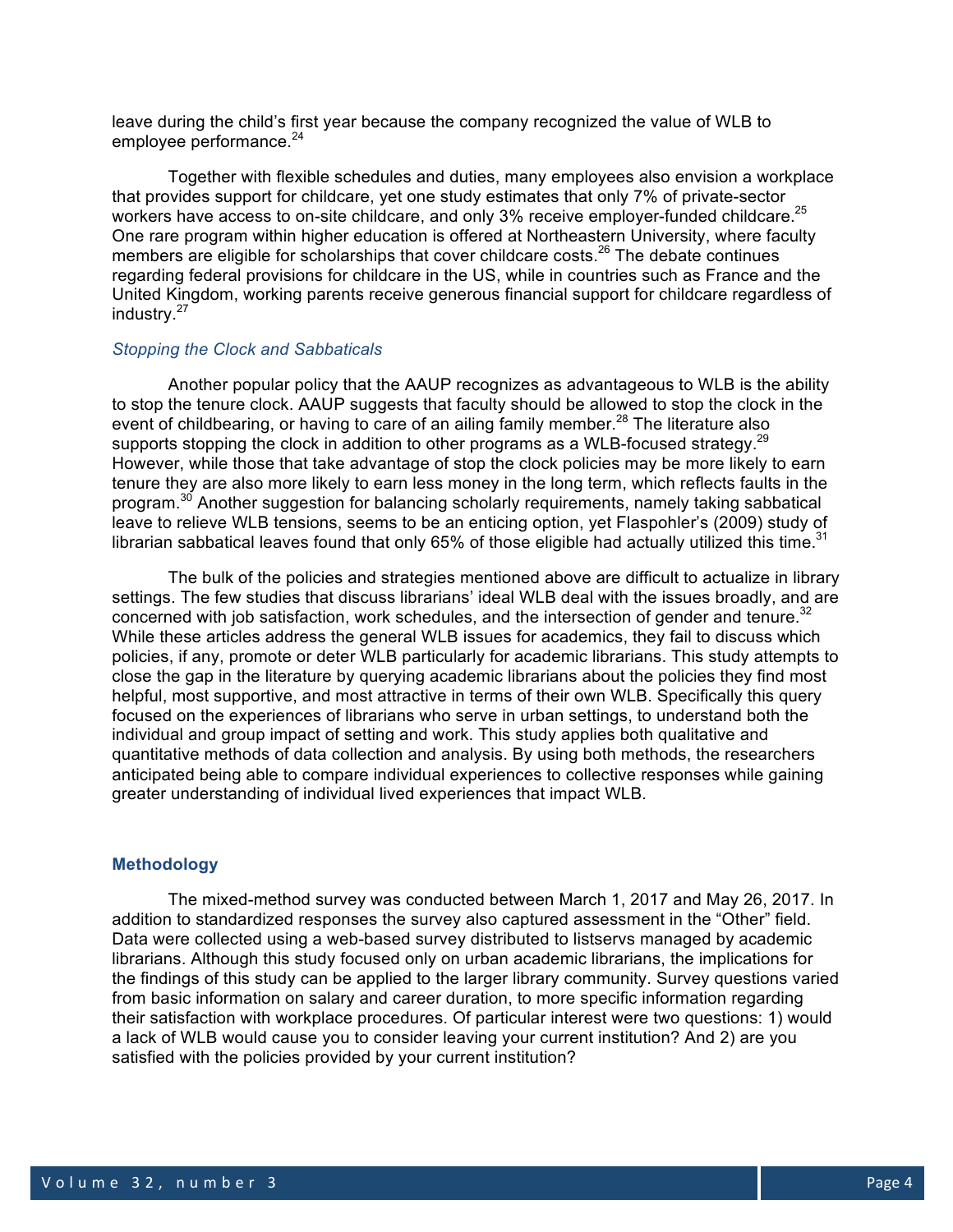leave during the child's first year because the company recognized the value of WLB to employee performance.[24]

Together with flexible schedules and duties, many employees also envision a workplace that provides support for childcare, yet one study estimates that only 7% of private-sector workers have access to on-site childcare, and only 3% receive employer-funded childcare.[25] One rare program within higher education is offered at Northeastern University, where faculty members are eligible for scholarships that cover childcare costs.[26] The debate continues regarding federal provisions for childcare in the US, while in countries such as France and the United Kingdom, working parents receive generous financial support for childcare regardless of industry.[27]

### *Stopping the Clock and Sabbaticals*

Another popular policy that the AAUP recognizes as advantageous to WLB is the ability to stop the tenure clock. AAUP suggests that faculty should be allowed to stop the clock in the event of childbearing, or having to care of an ailing family member.[28] The literature also supports stopping the clock in addition to other programs as a WLB-focused strategy.[29] However, while those that take advantage of stop the clock policies may be more likely to earn tenure they are also more likely to earn less money in the long term, which reflects faults in the program.[30] Another suggestion for balancing scholarly requirements, namely taking sabbatical leave to relieve WLB tensions, seems to be an enticing option, yet Flaspohler's (2009) study of librarian sabbatical leaves found that only 65% of those eligible had actually utilized this time.[31]

The bulk of the policies and strategies mentioned above are difficult to actualize in library settings. The few studies that discuss librarians' ideal WLB deal with the issues broadly, and are concerned with job satisfaction, work schedules, and the intersection of gender and tenure.[32] While these articles address the general WLB issues for academics, they fail to discuss which policies, if any, promote or deter WLB particularly for academic librarians. This study attempts to close the gap in the literature by querying academic librarians about the policies they find most helpful, most supportive, and most attractive in terms of their own WLB. Specifically this query focused on the experiences of librarians who serve in urban settings, to understand both the individual and group impact of setting and work. This study applies both qualitative and quantitative methods of data collection and analysis. By using both methods, the researchers anticipated being able to compare individual experiences to collective responses while gaining greater understanding of individual lived experiences that impact WLB.

## **Methodology**

The mixed-method survey was conducted between March 1, 2017 and May 26, 2017. In addition to standardized responses the survey also captured assessment in the "Other" field. Data were collected using a web-based survey distributed to listservs managed by academic librarians. Although this study focused only on urban academic librarians, the implications for the findings of this study can be applied to the larger library community. Survey questions varied from basic information on salary and career duration, to more specific information regarding their satisfaction with workplace procedures. Of particular interest were two questions: 1) would a lack of WLB would cause you to consider leaving your current institution? And 2) are you satisfied with the policies provided by your current institution?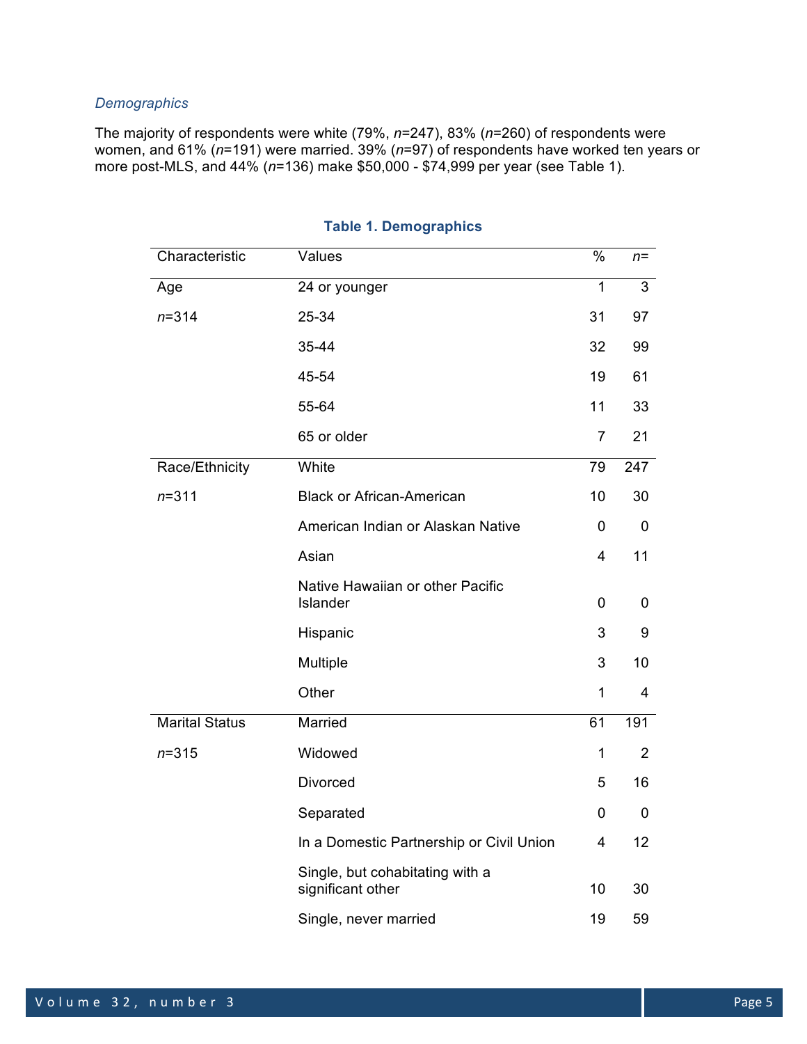*Demographics*

The majority of respondents were white (79%, *n*=247), 83% (*n*=260) of respondents were women, and 61% (*n*=191) were married. 39% (*n*=97) of respondents have worked ten years or more post-MLS, and 44% (*n*=136) make $50,000 - $74,999 per year (see Table 1).

**Table 1. Demographics**

| Characteristic | Values | % | *n*= |
|---|---|---|---|
| Age | 24 or younger | 1 | 3 |
| *n*=314 | 25-34 | 31 | 97 |
| | 35-44 | 32 | 99 |
| | 45-54 | 19 | 61 |
| | 55-64 | 11 | 33 |
| | 65 or older | 7 | 21 |
| Race/Ethnicity | White | 79 | 247 |
| *n*=311 | Black or African-American | 10 | 30 |
| | American Indian or Alaskan Native | 0 | 0 |
| | Asian | 4 | 11 |
| | Native Hawaiian or other Pacific Islander | 0 | 0 |
| | Hispanic | 3 | 9 |
| | Multiple | 3 | 10 |
| | Other | 1 | 4 |
| Marital Status | Married | 61 | 191 |
| *n*=315 | Widowed | 1 | 2 |
| | Divorced | 5 | 16 |
| | Separated | 0 | 0 |
| | In a Domestic Partnership or Civil Union | 4 | 12 |
| | Single, but cohabitating with a significant other | 10 | 30 |
| | Single, never married | 19 | 59 |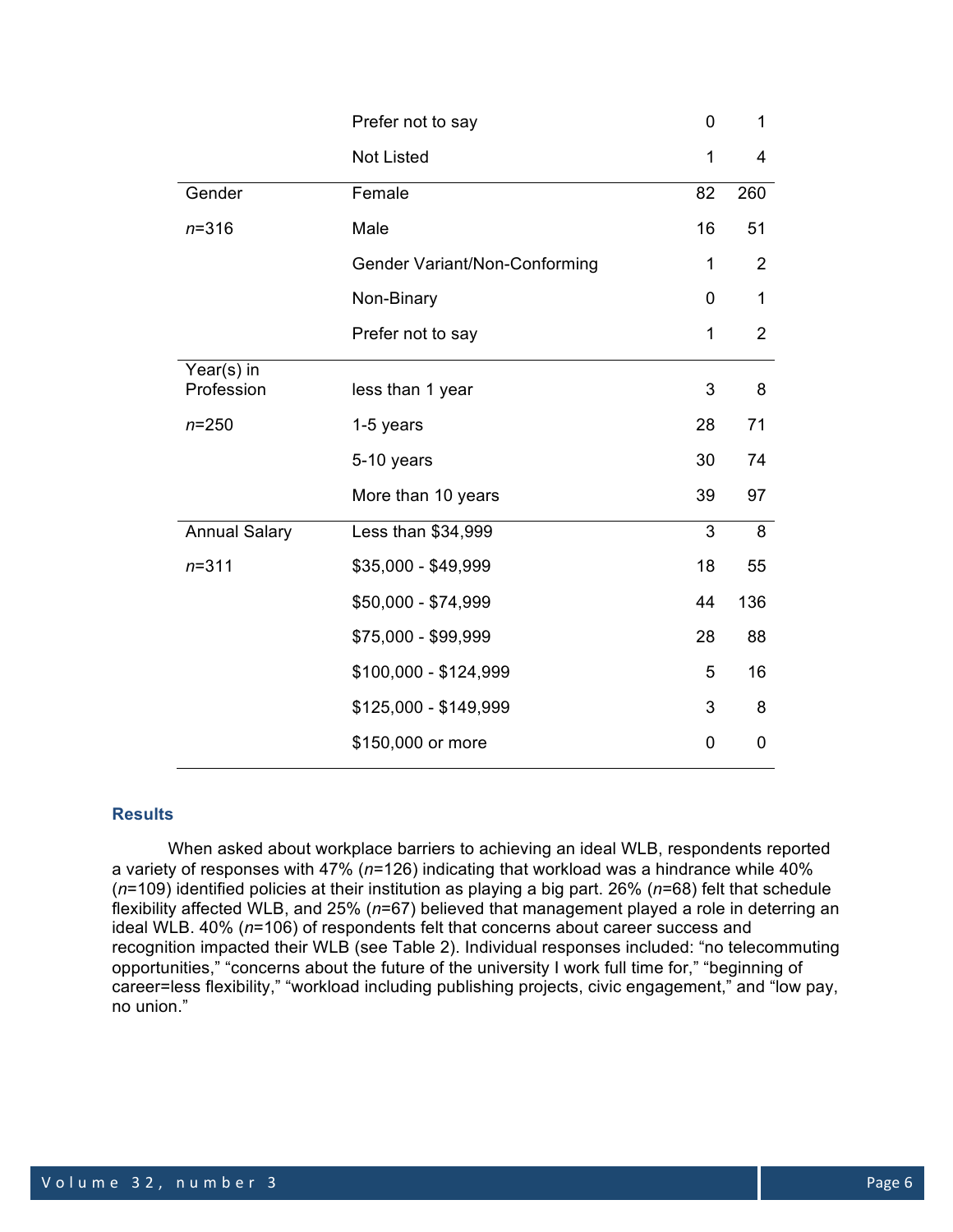| | | | |
|---|---|---|---|
| | Prefer not to say | 0 | 1 |
| | Not Listed | 1 | 4 |
| Gender | Female | 82 | 260 |
| *n*=316 | Male | 16 | 51 |
| | Gender Variant/Non-Conforming | 1 | 2 |
| | Non-Binary | 0 | 1 |
| | Prefer not to say | 1 | 2 |
| Year(s) in Profession | less than 1 year | 3 | 8 |
| *n*=250 | 1-5 years | 28 | 71 |
| | 5-10 years | 30 | 74 |
| | More than 10 years | 39 | 97 |
| Annual Salary | Less than $34,999 | 3 | 8 |
| *n*=311 | $35,000 - $49,999 | 18 | 55 |
| | $50,000 - $74,999 | 44 | 136 |
| | $75,000 - $99,999 | 28 | 88 |
| | $100,000 - $124,999 | 5 | 16 |
| | $125,000 - $149,999 | 3 | 8 |
| | $150,000 or more | 0 | 0 |

## Results

When asked about workplace barriers to achieving an ideal WLB, respondents reported a variety of responses with 47% (*n*=126) indicating that workload was a hindrance while 40% (*n*=109) identified policies at their institution as playing a big part. 26% (*n*=68) felt that schedule flexibility affected WLB, and 25% (*n*=67) believed that management played a role in deterring an ideal WLB. 40% (*n*=106) of respondents felt that concerns about career success and recognition impacted their WLB (see Table 2). Individual responses included: "no telecommuting opportunities," "concerns about the future of the university I work full time for," "beginning of career=less flexibility," "workload including publishing projects, civic engagement," and "low pay, no union."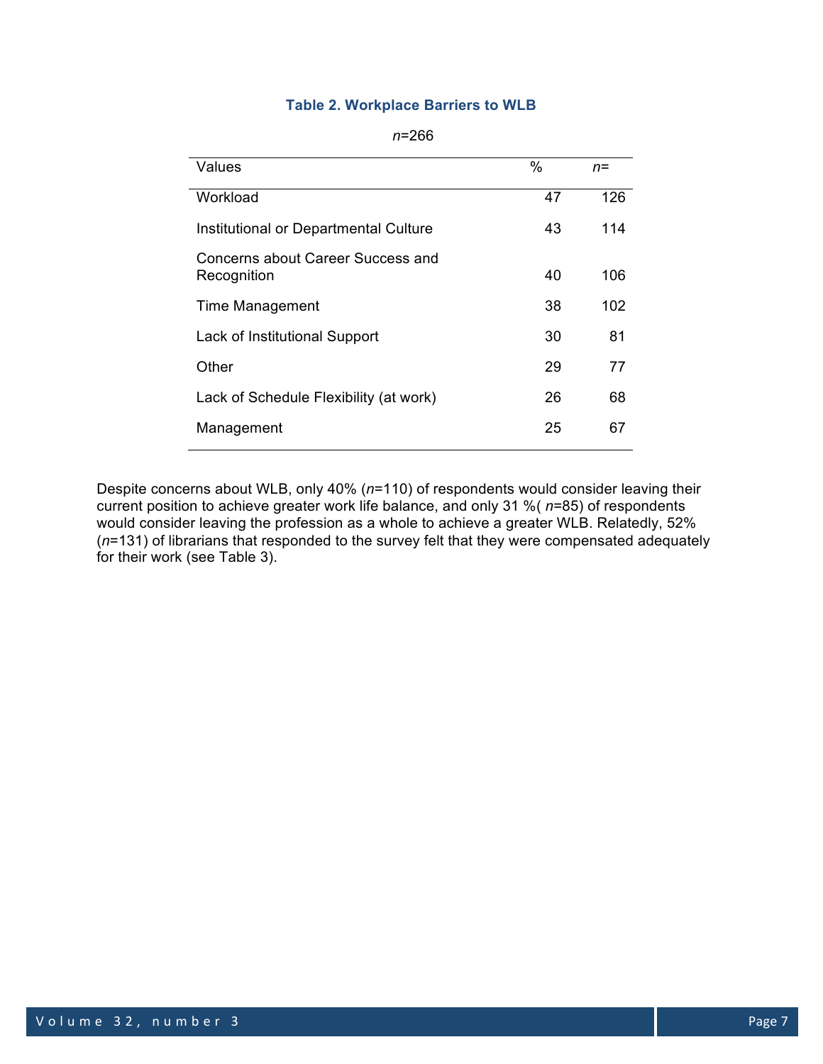**Table 2. Workplace Barriers to WLB**

*n*=266

| Values | % | *n*= |
|---|---|---|
| Workload | 47 | 126 |
| Institutional or Departmental Culture | 43 | 114 |
| Concerns about Career Success and Recognition | 40 | 106 |
| Time Management | 38 | 102 |
| Lack of Institutional Support | 30 | 81 |
| Other | 29 | 77 |
| Lack of Schedule Flexibility (at work) | 26 | 68 |
| Management | 25 | 67 |

Despite concerns about WLB, only 40% (*n*=110) of respondents would consider leaving their current position to achieve greater work life balance, and only 31 %( *n*=85) of respondents would consider leaving the profession as a whole to achieve a greater WLB. Relatedly, 52% (*n*=131) of librarians that responded to the survey felt that they were compensated adequately for their work (see Table 3).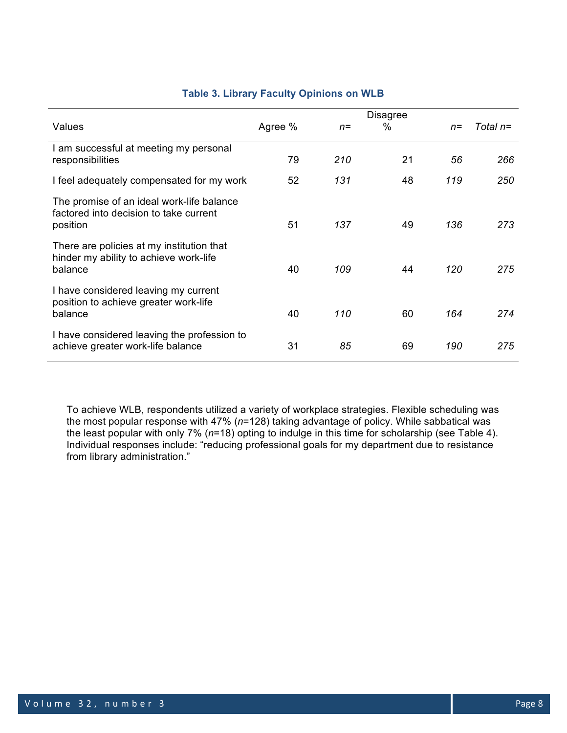**Table 3. Library Faculty Opinions on WLB**

| Values | Agree % | *n=* | Disagree % | *n=* | *Total n=* |
|---|---|---|---|---|---|
| I am successful at meeting my personal responsibilities | 79 | *210* | 21 | *56* | *266* |
| I feel adequately compensated for my work | 52 | *131* | 48 | *119* | *250* |
| The promise of an ideal work-life balance factored into decision to take current position | 51 | *137* | 49 | *136* | *273* |
| There are policies at my institution that hinder my ability to achieve work-life balance | 40 | *109* | 44 | *120* | *275* |
| I have considered leaving my current position to achieve greater work-life balance | 40 | *110* | 60 | *164* | *274* |
| I have considered leaving the profession to achieve greater work-life balance | 31 | *85* | 69 | *190* | *275* |

To achieve WLB, respondents utilized a variety of workplace strategies. Flexible scheduling was the most popular response with 47% (*n*=128) taking advantage of policy. While sabbatical was the least popular with only 7% (*n*=18) opting to indulge in this time for scholarship (see Table 4). Individual responses include: "reducing professional goals for my department due to resistance from library administration."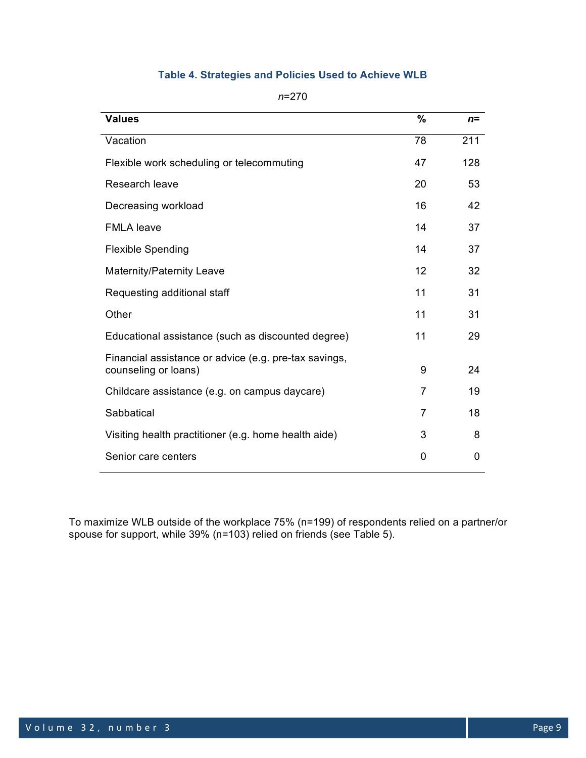**Table 4. Strategies and Policies Used to Achieve WLB**

*n*=270

| Values | % | *n*= |
|---|---|---|
| Vacation | 78 | 211 |
| Flexible work scheduling or telecommuting | 47 | 128 |
| Research leave | 20 | 53 |
| Decreasing workload | 16 | 42 |
| FMLA leave | 14 | 37 |
| Flexible Spending | 14 | 37 |
| Maternity/Paternity Leave | 12 | 32 |
| Requesting additional staff | 11 | 31 |
| Other | 11 | 31 |
| Educational assistance (such as discounted degree) | 11 | 29 |
| Financial assistance or advice (e.g. pre-tax savings, counseling or loans) | 9 | 24 |
| Childcare assistance (e.g. on campus daycare) | 7 | 19 |
| Sabbatical | 7 | 18 |
| Visiting health practitioner (e.g. home health aide) | 3 | 8 |
| Senior care centers | 0 | 0 |

To maximize WLB outside of the workplace 75% (n=199) of respondents relied on a partner/or spouse for support, while 39% (n=103) relied on friends (see Table 5).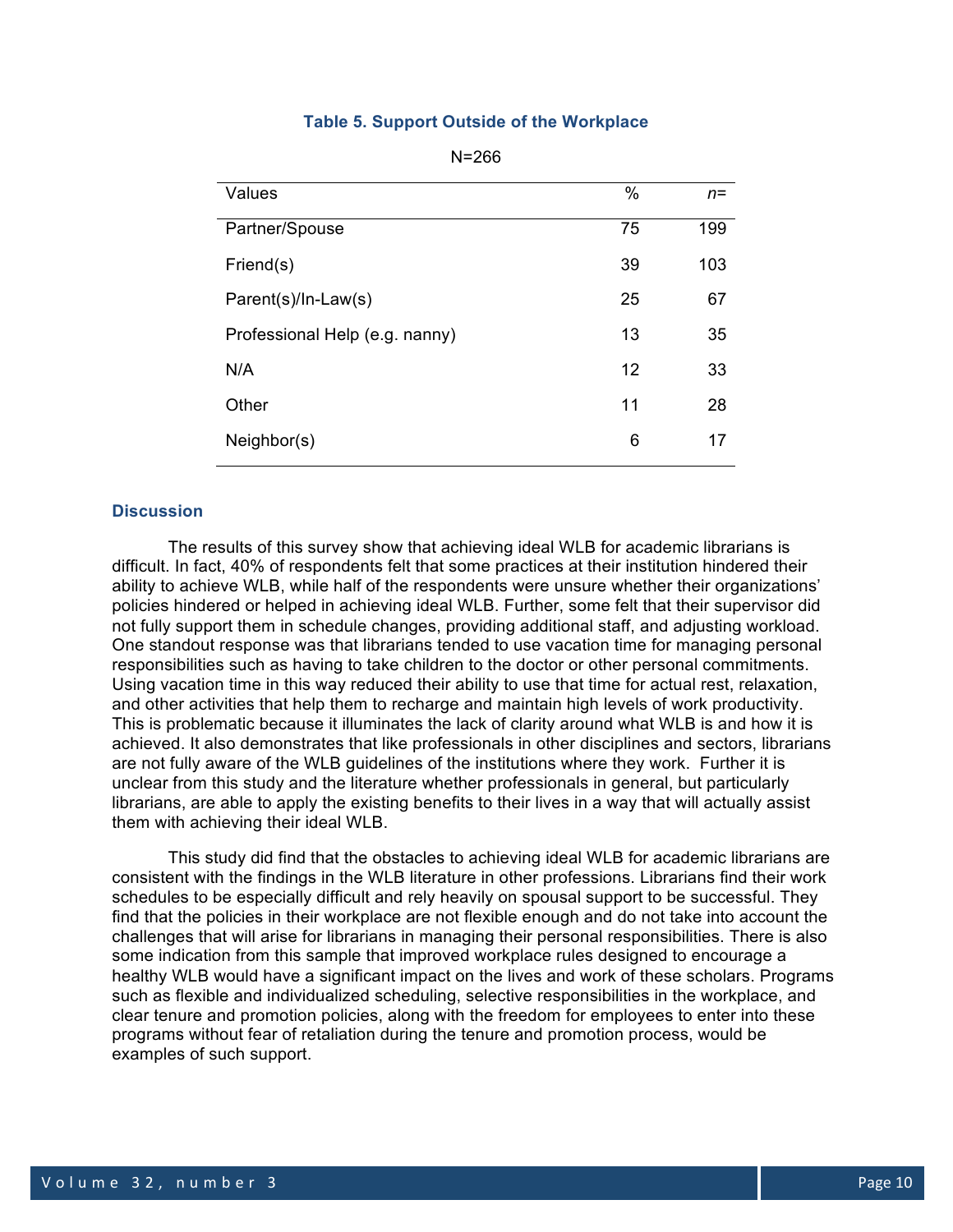**Table 5. Support Outside of the Workplace**

N=266

| Values | % | *n*= |
|---|---|---|
| Partner/Spouse | 75 | 199 |
| Friend(s) | 39 | 103 |
| Parent(s)/In-Law(s) | 25 | 67 |
| Professional Help (e.g. nanny) | 13 | 35 |
| N/A | 12 | 33 |
| Other | 11 | 28 |
| Neighbor(s) | 6 | 17 |

## Discussion

The results of this survey show that achieving ideal WLB for academic librarians is difficult. In fact, 40% of respondents felt that some practices at their institution hindered their ability to achieve WLB, while half of the respondents were unsure whether their organizations' policies hindered or helped in achieving ideal WLB. Further, some felt that their supervisor did not fully support them in schedule changes, providing additional staff, and adjusting workload. One standout response was that librarians tended to use vacation time for managing personal responsibilities such as having to take children to the doctor or other personal commitments. Using vacation time in this way reduced their ability to use that time for actual rest, relaxation, and other activities that help them to recharge and maintain high levels of work productivity. This is problematic because it illuminates the lack of clarity around what WLB is and how it is achieved. It also demonstrates that like professionals in other disciplines and sectors, librarians are not fully aware of the WLB guidelines of the institutions where they work. Further it is unclear from this study and the literature whether professionals in general, but particularly librarians, are able to apply the existing benefits to their lives in a way that will actually assist them with achieving their ideal WLB.

This study did find that the obstacles to achieving ideal WLB for academic librarians are consistent with the findings in the WLB literature in other professions. Librarians find their work schedules to be especially difficult and rely heavily on spousal support to be successful. They find that the policies in their workplace are not flexible enough and do not take into account the challenges that will arise for librarians in managing their personal responsibilities. There is also some indication from this sample that improved workplace rules designed to encourage a healthy WLB would have a significant impact on the lives and work of these scholars. Programs such as flexible and individualized scheduling, selective responsibilities in the workplace, and clear tenure and promotion policies, along with the freedom for employees to enter into these programs without fear of retaliation during the tenure and promotion process, would be examples of such support.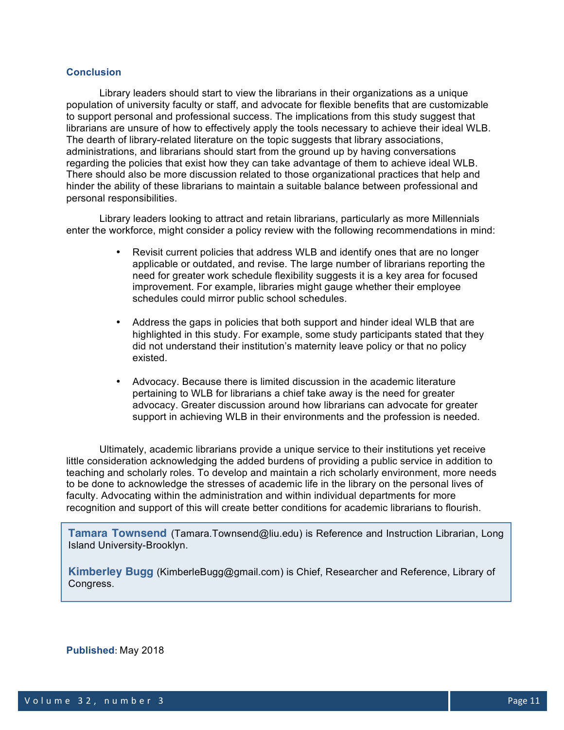### Conclusion

Library leaders should start to view the librarians in their organizations as a unique population of university faculty or staff, and advocate for flexible benefits that are customizable to support personal and professional success. The implications from this study suggest that librarians are unsure of how to effectively apply the tools necessary to achieve their ideal WLB. The dearth of library-related literature on the topic suggests that library associations, administrations, and librarians should start from the ground up by having conversations regarding the policies that exist how they can take advantage of them to achieve ideal WLB. There should also be more discussion related to those organizational practices that help and hinder the ability of these librarians to maintain a suitable balance between professional and personal responsibilities.

Library leaders looking to attract and retain librarians, particularly as more Millennials enter the workforce, might consider a policy review with the following recommendations in mind:

- Revisit current policies that address WLB and identify ones that are no longer applicable or outdated, and revise. The large number of librarians reporting the need for greater work schedule flexibility suggests it is a key area for focused improvement. For example, libraries might gauge whether their employee schedules could mirror public school schedules.
- Address the gaps in policies that both support and hinder ideal WLB that are highlighted in this study. For example, some study participants stated that they did not understand their institution's maternity leave policy or that no policy existed.
- Advocacy. Because there is limited discussion in the academic literature pertaining to WLB for librarians a chief take away is the need for greater advocacy. Greater discussion around how librarians can advocate for greater support in achieving WLB in their environments and the profession is needed.

Ultimately, academic librarians provide a unique service to their institutions yet receive little consideration acknowledging the added burdens of providing a public service in addition to teaching and scholarly roles. To develop and maintain a rich scholarly environment, more needs to be done to acknowledge the stresses of academic life in the library on the personal lives of faculty. Advocating within the administration and within individual departments for more recognition and support of this will create better conditions for academic librarians to flourish.

**Tamara Townsend** (Tamara.Townsend@liu.edu) is Reference and Instruction Librarian, Long Island University-Brooklyn.

**Kimberley Bugg** (KimberleBugg@gmail.com) is Chief, Researcher and Reference, Library of Congress.

**Published**: May 2018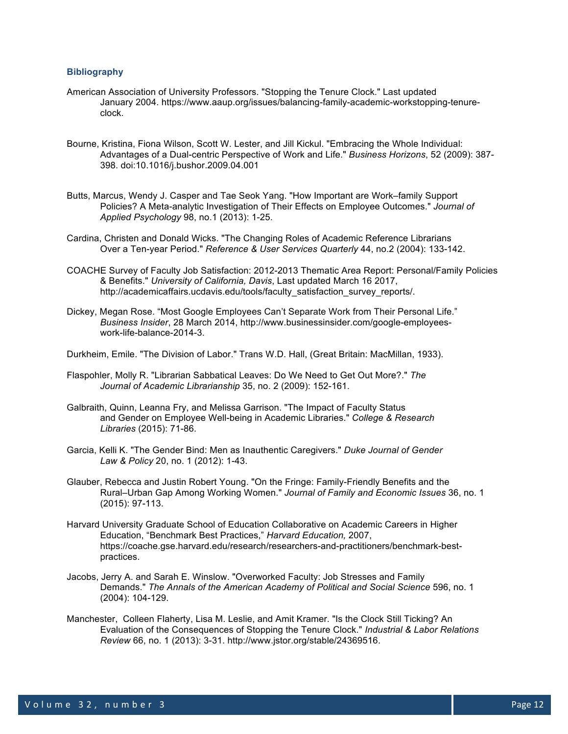### Bibliography

American Association of University Professors. "Stopping the Tenure Clock." Last updated January 2004. https://www.aaup.org/issues/balancing-family-academic-workstopping-tenure-clock.

Bourne, Kristina, Fiona Wilson, Scott W. Lester, and Jill Kickul. "Embracing the Whole Individual: Advantages of a Dual-centric Perspective of Work and Life." *Business Horizons*, 52 (2009): 387-398. doi:10.1016/j.bushor.2009.04.001

Butts, Marcus, Wendy J. Casper and Tae Seok Yang. "How Important are Work–family Support Policies? A Meta-analytic Investigation of Their Effects on Employee Outcomes." *Journal of Applied Psychology* 98, no.1 (2013): 1-25.

Cardina, Christen and Donald Wicks. "The Changing Roles of Academic Reference Librarians Over a Ten-year Period." *Reference & User Services Quarterly* 44, no.2 (2004): 133-142.

COACHE Survey of Faculty Job Satisfaction: 2012-2013 Thematic Area Report: Personal/Family Policies & Benefits." *University of California, Davis*, Last updated March 16 2017, http://academicaffairs.ucdavis.edu/tools/faculty_satisfaction_survey_reports/.

Dickey, Megan Rose. “Most Google Employees Can’t Separate Work from Their Personal Life.” *Business Insider*, 28 March 2014, http://www.businessinsider.com/google-employees-work-life-balance-2014-3.

Durkheim, Emile. "The Division of Labor." Trans W.D. Hall, (Great Britain: MacMillan, 1933).

Flaspohler, Molly R. "Librarian Sabbatical Leaves: Do We Need to Get Out More?." *The Journal of Academic Librarianship* 35, no. 2 (2009): 152-161.

Galbraith, Quinn, Leanna Fry, and Melissa Garrison. "The Impact of Faculty Status and Gender on Employee Well-being in Academic Libraries." *College & Research Libraries* (2015): 71-86.

Garcia, Kelli K. "The Gender Bind: Men as Inauthentic Caregivers." *Duke Journal of Gender Law & Policy* 20, no. 1 (2012): 1-43.

Glauber, Rebecca and Justin Robert Young. "On the Fringe: Family-Friendly Benefits and the Rural–Urban Gap Among Working Women." *Journal of Family and Economic Issues* 36, no. 1 (2015): 97-113.

Harvard University Graduate School of Education Collaborative on Academic Careers in Higher Education, “Benchmark Best Practices,” *Harvard Education,* 2007, https://coache.gse.harvard.edu/research/researchers-and-practitioners/benchmark-best-practices.

Jacobs, Jerry A. and Sarah E. Winslow. "Overworked Faculty: Job Stresses and Family Demands." *The Annals of the American Academy of Political and Social Science* 596, no. 1 (2004): 104-129.

Manchester, Colleen Flaherty, Lisa M. Leslie, and Amit Kramer. "Is the Clock Still Ticking? An Evaluation of the Consequences of Stopping the Tenure Clock." *Industrial & Labor Relations Review* 66, no. 1 (2013): 3-31. http://www.jstor.org/stable/24369516.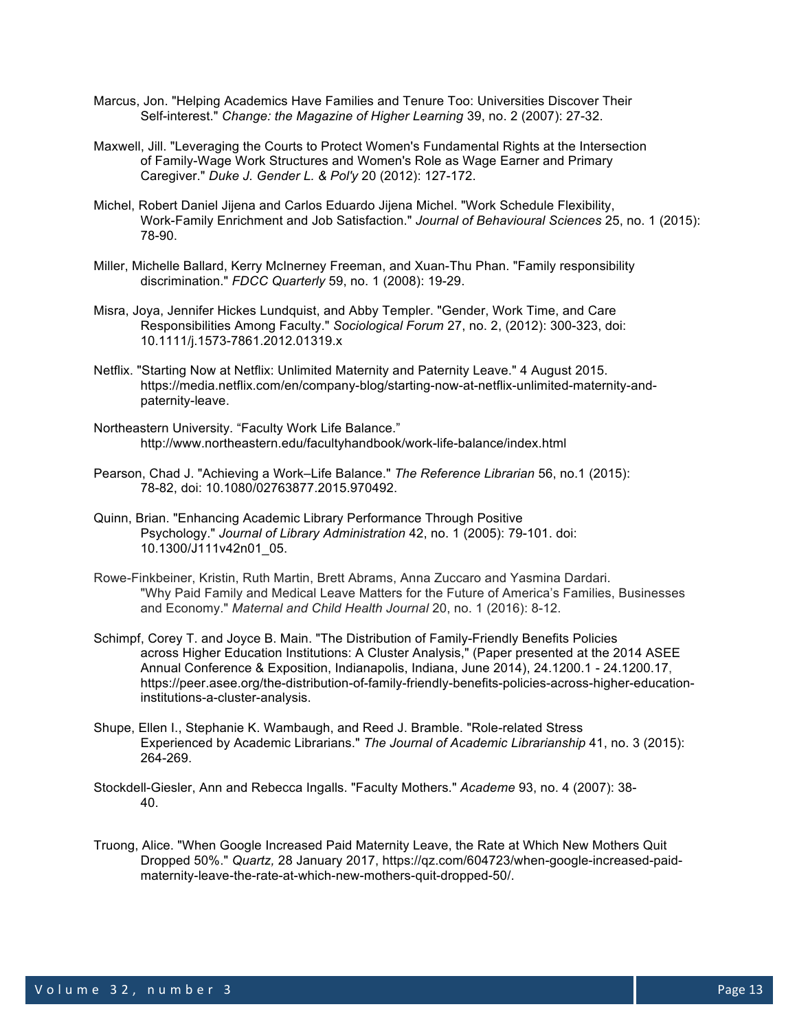Marcus, Jon. "Helping Academics Have Families and Tenure Too: Universities Discover Their Self-interest." *Change: the Magazine of Higher Learning* 39, no. 2 (2007): 27-32.

Maxwell, Jill. "Leveraging the Courts to Protect Women's Fundamental Rights at the Intersection of Family-Wage Work Structures and Women's Role as Wage Earner and Primary Caregiver." *Duke J. Gender L. & Pol'y* 20 (2012): 127-172.

Michel, Robert Daniel Jijena and Carlos Eduardo Jijena Michel. "Work Schedule Flexibility, Work-Family Enrichment and Job Satisfaction." *Journal of Behavioural Sciences* 25, no. 1 (2015): 78-90.

Miller, Michelle Ballard, Kerry McInerney Freeman, and Xuan-Thu Phan. "Family responsibility discrimination." *FDCC Quarterly* 59, no. 1 (2008): 19-29.

Misra, Joya, Jennifer Hickes Lundquist, and Abby Templer. "Gender, Work Time, and Care Responsibilities Among Faculty." *Sociological Forum* 27, no. 2, (2012): 300-323, doi: 10.1111/j.1573-7861.2012.01319.x

Netflix. "Starting Now at Netflix: Unlimited Maternity and Paternity Leave." 4 August 2015. https://media.netflix.com/en/company-blog/starting-now-at-netflix-unlimited-maternity-and-paternity-leave.

Northeastern University. "Faculty Work Life Balance." http://www.northeastern.edu/facultyhandbook/work-life-balance/index.html

Pearson, Chad J. "Achieving a Work–Life Balance." *The Reference Librarian* 56, no.1 (2015): 78-82, doi: 10.1080/02763877.2015.970492.

Quinn, Brian. "Enhancing Academic Library Performance Through Positive Psychology." *Journal of Library Administration* 42, no. 1 (2005): 79-101. doi: 10.1300/J111v42n01_05.

Rowe-Finkbeiner, Kristin, Ruth Martin, Brett Abrams, Anna Zuccaro and Yasmina Dardari. "Why Paid Family and Medical Leave Matters for the Future of America's Families, Businesses and Economy." *Maternal and Child Health Journal* 20, no. 1 (2016): 8-12.

Schimpf, Corey T. and Joyce B. Main. "The Distribution of Family-Friendly Benefits Policies across Higher Education Institutions: A Cluster Analysis," (Paper presented at the 2014 ASEE Annual Conference & Exposition, Indianapolis, Indiana, June 2014), 24.1200.1 - 24.1200.17, https://peer.asee.org/the-distribution-of-family-friendly-benefits-policies-across-higher-education-institutions-a-cluster-analysis.

Shupe, Ellen I., Stephanie K. Wambaugh, and Reed J. Bramble. "Role-related Stress Experienced by Academic Librarians." *The Journal of Academic Librarianship* 41, no. 3 (2015): 264-269.

Stockdell-Giesler, Ann and Rebecca Ingalls. "Faculty Mothers." *Academe* 93, no. 4 (2007): 38-40.

Truong, Alice. "When Google Increased Paid Maternity Leave, the Rate at Which New Mothers Quit Dropped 50%." *Quartz,* 28 January 2017, https://qz.com/604723/when-google-increased-paid-maternity-leave-the-rate-at-which-new-mothers-quit-dropped-50/.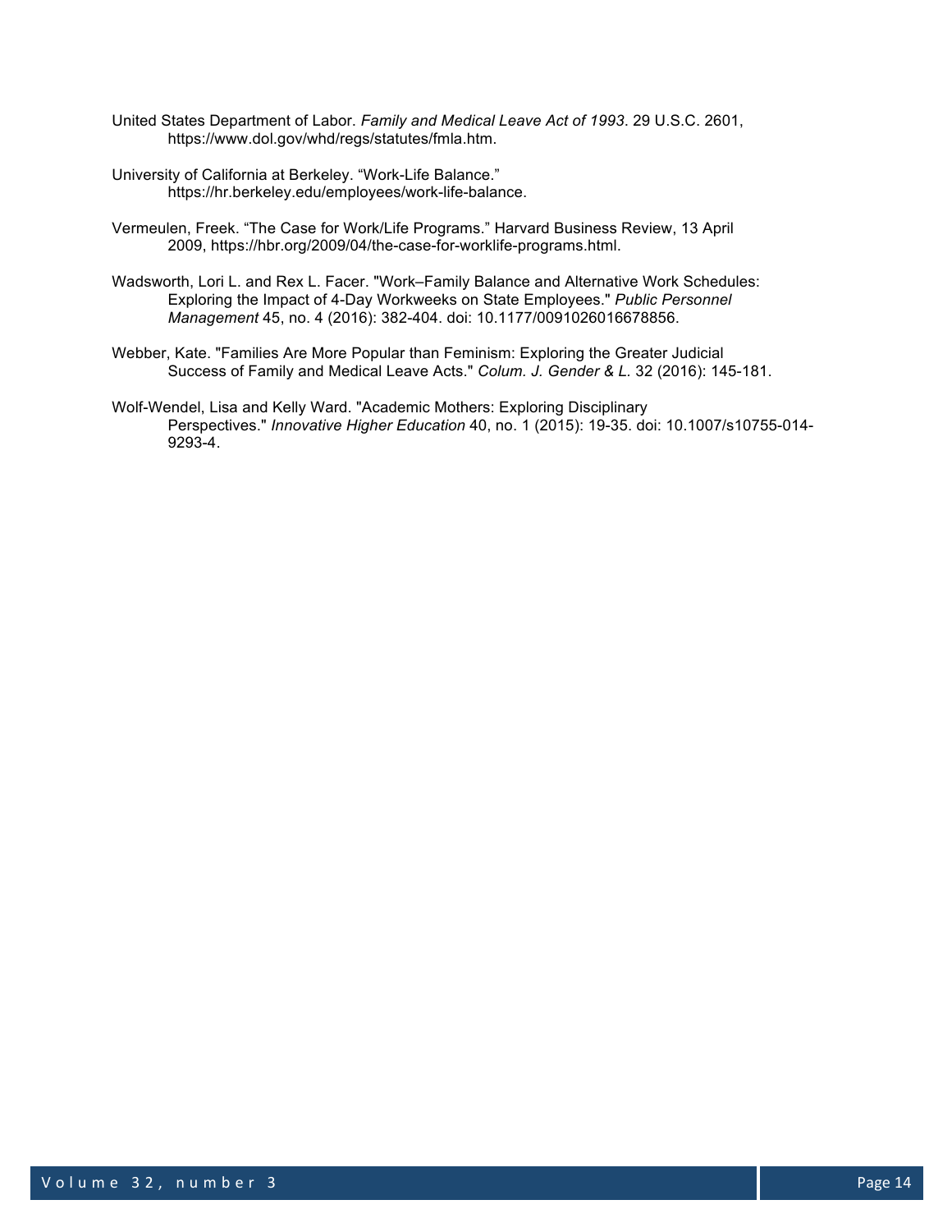United States Department of Labor. *Family and Medical Leave Act of 1993*. 29 U.S.C. 2601, https://www.dol.gov/whd/regs/statutes/fmla.htm.

University of California at Berkeley. "Work-Life Balance." https://hr.berkeley.edu/employees/work-life-balance.

Vermeulen, Freek. "The Case for Work/Life Programs." Harvard Business Review, 13 April 2009, https://hbr.org/2009/04/the-case-for-worklife-programs.html.

Wadsworth, Lori L. and Rex L. Facer. "Work–Family Balance and Alternative Work Schedules: Exploring the Impact of 4-Day Workweeks on State Employees." *Public Personnel Management* 45, no. 4 (2016): 382-404. doi: 10.1177/0091026016678856.

Webber, Kate. "Families Are More Popular than Feminism: Exploring the Greater Judicial Success of Family and Medical Leave Acts." *Colum. J. Gender & L.* 32 (2016): 145-181.

Wolf-Wendel, Lisa and Kelly Ward. "Academic Mothers: Exploring Disciplinary Perspectives." *Innovative Higher Education* 40, no. 1 (2015): 19-35. doi: 10.1007/s10755-014-9293-4.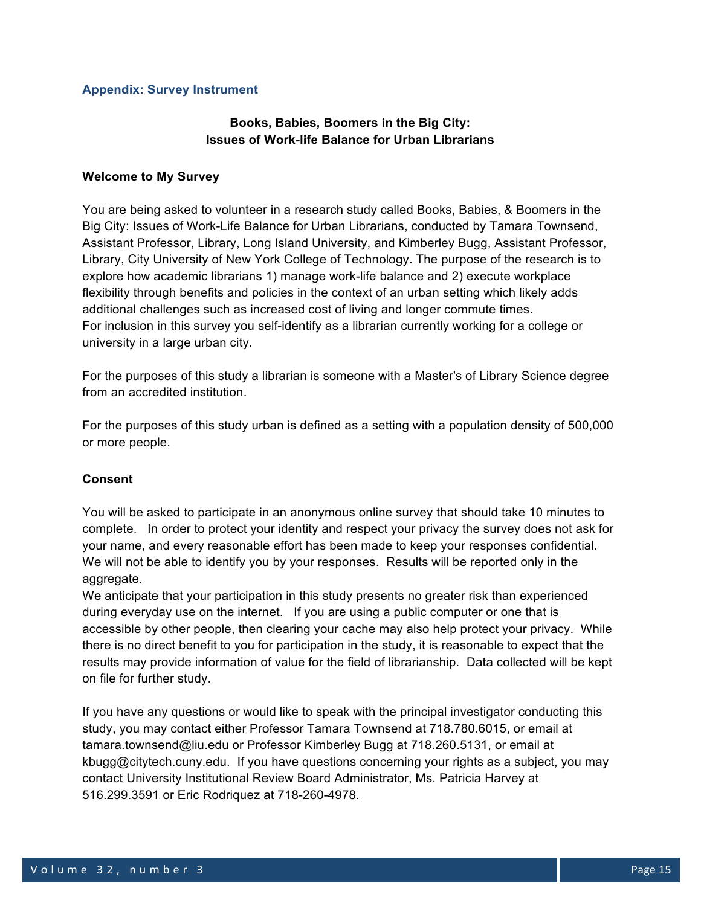### Appendix: Survey Instrument

**Books, Babies, Boomers in the Big City:**
**Issues of Work-life Balance for Urban Librarians**

**Welcome to My Survey**

You are being asked to volunteer in a research study called Books, Babies, & Boomers in the Big City: Issues of Work-Life Balance for Urban Librarians, conducted by Tamara Townsend, Assistant Professor, Library, Long Island University, and Kimberley Bugg, Assistant Professor, Library, City University of New York College of Technology. The purpose of the research is to explore how academic librarians 1) manage work-life balance and 2) execute workplace flexibility through benefits and policies in the context of an urban setting which likely adds additional challenges such as increased cost of living and longer commute times.
For inclusion in this survey you self-identify as a librarian currently working for a college or university in a large urban city.

For the purposes of this study a librarian is someone with a Master's of Library Science degree from an accredited institution.

For the purposes of this study urban is defined as a setting with a population density of 500,000 or more people.

**Consent**

You will be asked to participate in an anonymous online survey that should take 10 minutes to complete. In order to protect your identity and respect your privacy the survey does not ask for your name, and every reasonable effort has been made to keep your responses confidential. We will not be able to identify you by your responses. Results will be reported only in the aggregate.
We anticipate that your participation in this study presents no greater risk than experienced during everyday use on the internet. If you are using a public computer or one that is accessible by other people, then clearing your cache may also help protect your privacy. While there is no direct benefit to you for participation in the study, it is reasonable to expect that the results may provide information of value for the field of librarianship. Data collected will be kept on file for further study.

If you have any questions or would like to speak with the principal investigator conducting this study, you may contact either Professor Tamara Townsend at 718.780.6015, or email at tamara.townsend@liu.edu or Professor Kimberley Bugg at 718.260.5131, or email at kbugg@citytech.cuny.edu. If you have questions concerning your rights as a subject, you may contact University Institutional Review Board Administrator, Ms. Patricia Harvey at 516.299.3591 or Eric Rodriquez at 718-260-4978.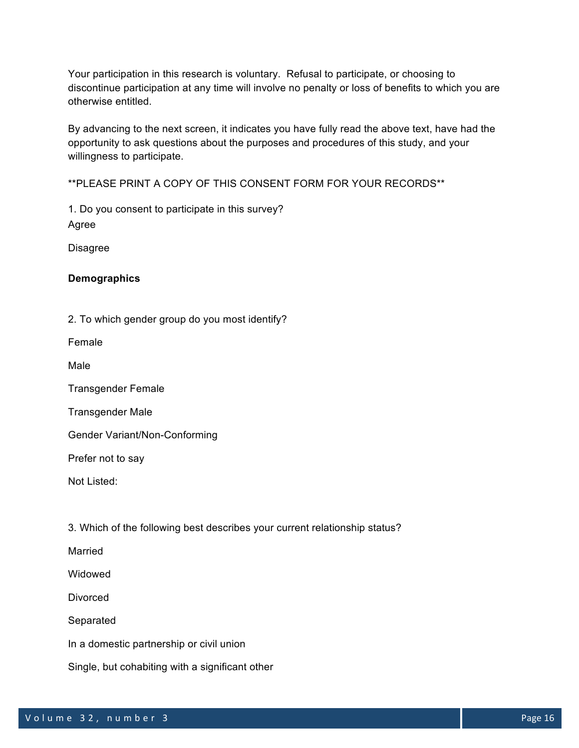Your participation in this research is voluntary. Refusal to participate, or choosing to discontinue participation at any time will involve no penalty or loss of benefits to which you are otherwise entitled.

By advancing to the next screen, it indicates you have fully read the above text, have had the opportunity to ask questions about the purposes and procedures of this study, and your willingness to participate.

**PLEASE PRINT A COPY OF THIS CONSENT FORM FOR YOUR RECORDS**

1. Do you consent to participate in this survey?

Agree

Disagree

**Demographics**

2. To which gender group do you most identify?

Female

Male

Transgender Female

Transgender Male

Gender Variant/Non-Conforming

Prefer not to say

Not Listed:

3. Which of the following best describes your current relationship status?

Married

Widowed

Divorced

Separated

In a domestic partnership or civil union

Single, but cohabiting with a significant other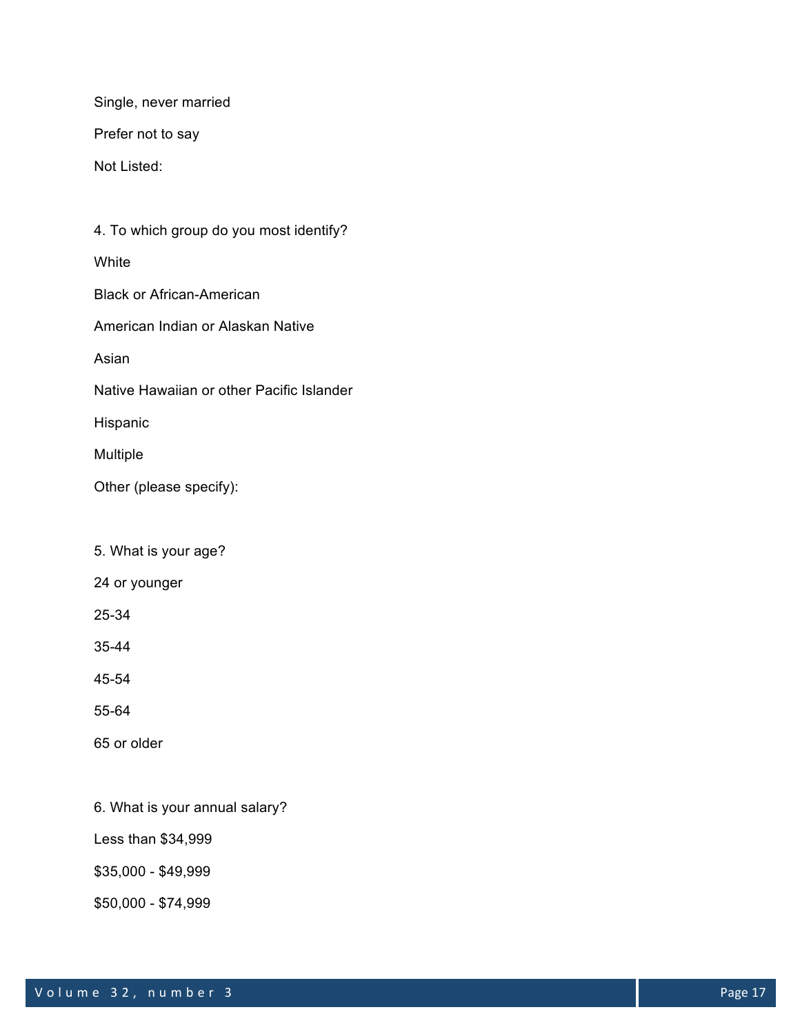Single, never married

Prefer not to say

Not Listed:

4. To which group do you most identify?

White

Black or African-American

American Indian or Alaskan Native

Asian

Native Hawaiian or other Pacific Islander

Hispanic

Multiple

Other (please specify):

5. What is your age?

24 or younger

25-34

35-44

45-54

55-64

65 or older

6. What is your annual salary?

Less than $34,999

$35,000 - $49,999

$50,000 - $74,999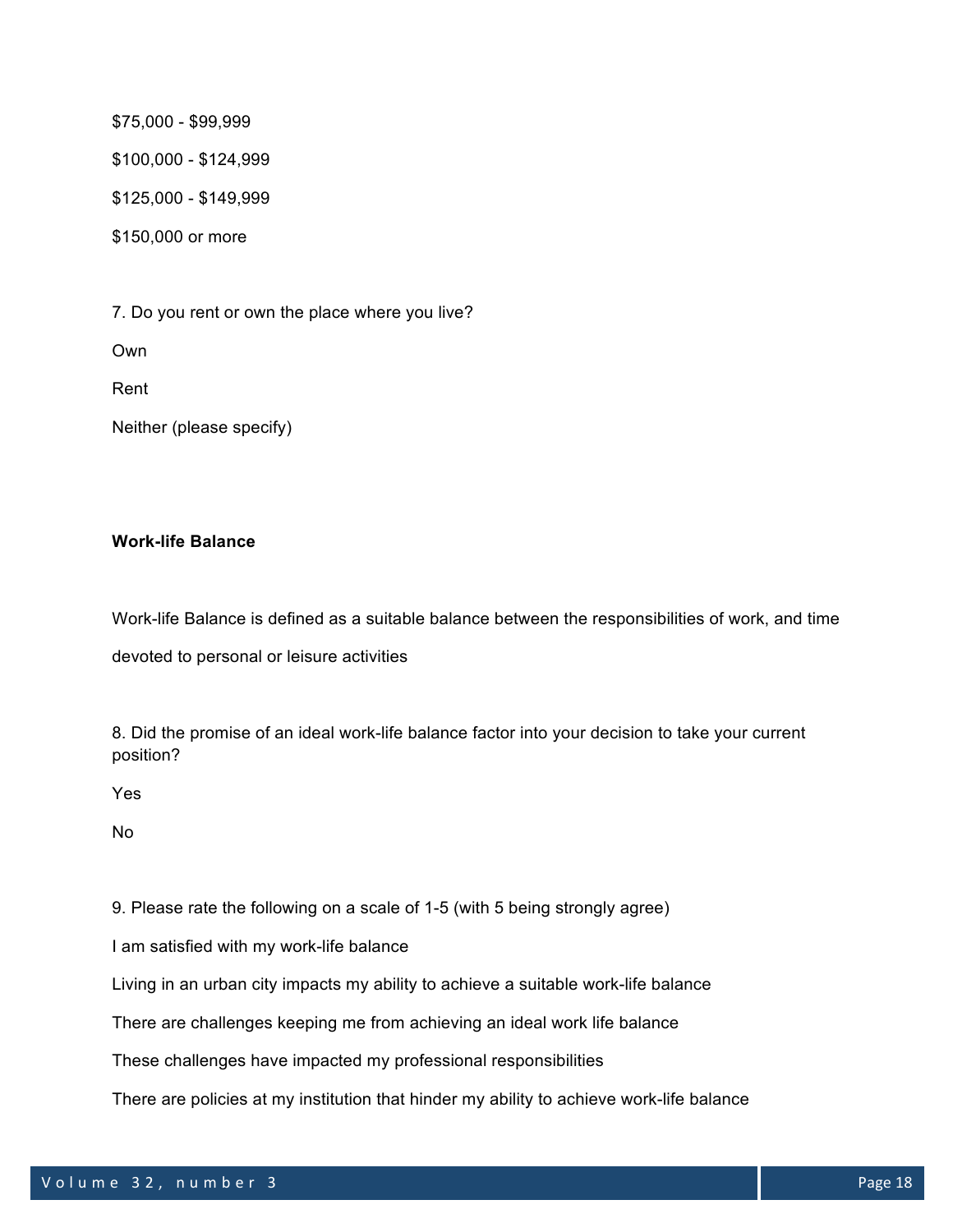$75,000 - $99,999

$100,000 - $124,999

$125,000 - $149,999

$150,000 or more

7. Do you rent or own the place where you live?

Own

Rent

Neither (please specify)

**Work-life Balance**

Work-life Balance is defined as a suitable balance between the responsibilities of work, and time devoted to personal or leisure activities

8. Did the promise of an ideal work-life balance factor into your decision to take your current position?

Yes

No

9. Please rate the following on a scale of 1-5 (with 5 being strongly agree)

I am satisfied with my work-life balance

Living in an urban city impacts my ability to achieve a suitable work-life balance

There are challenges keeping me from achieving an ideal work life balance

These challenges have impacted my professional responsibilities

There are policies at my institution that hinder my ability to achieve work-life balance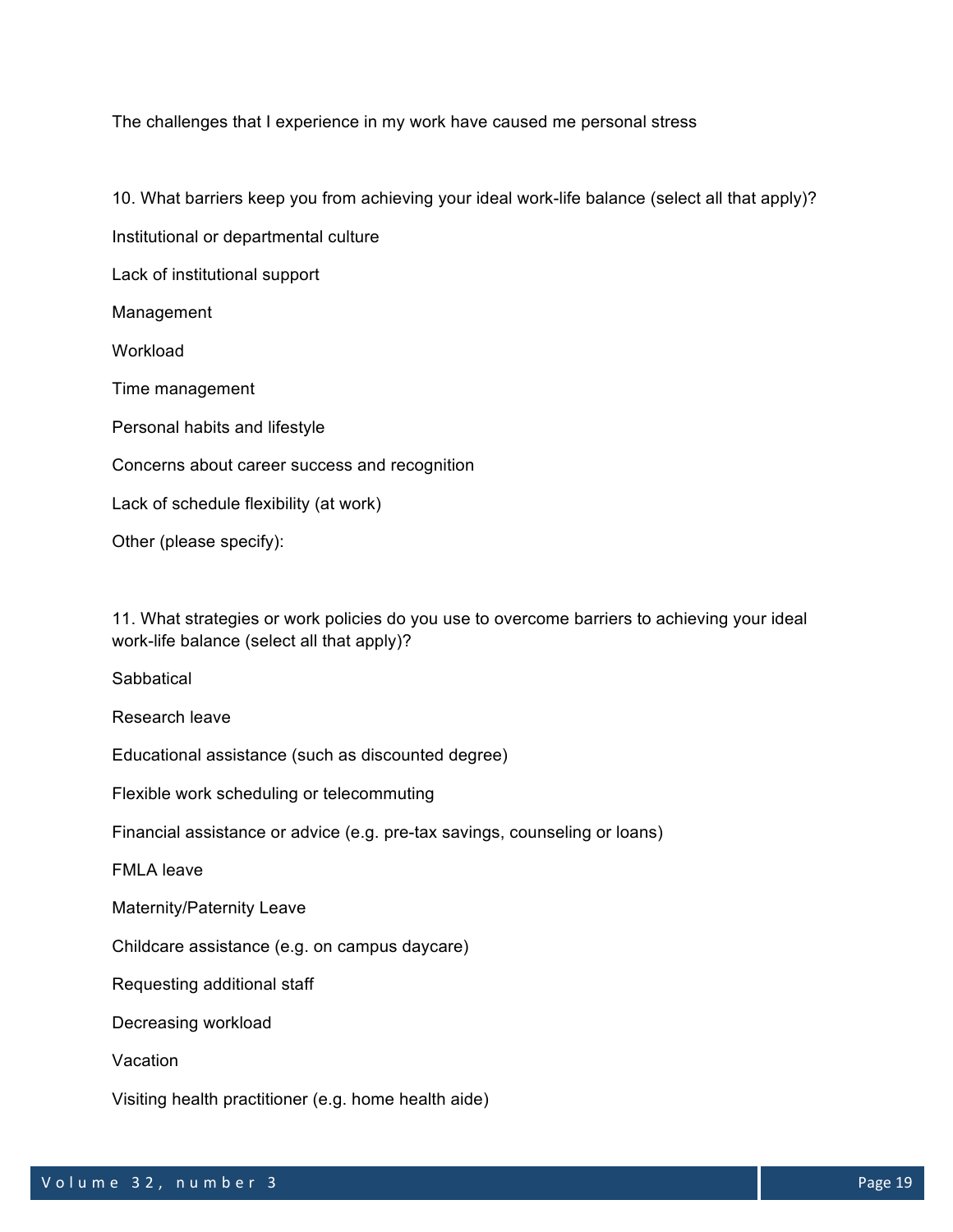The challenges that I experience in my work have caused me personal stress

10. What barriers keep you from achieving your ideal work-life balance (select all that apply)?

Institutional or departmental culture

Lack of institutional support

Management

Workload

Time management

Personal habits and lifestyle

Concerns about career success and recognition

Lack of schedule flexibility (at work)

Other (please specify):

11. What strategies or work policies do you use to overcome barriers to achieving your ideal work-life balance (select all that apply)?

Sabbatical

Research leave

Educational assistance (such as discounted degree)

Flexible work scheduling or telecommuting

Financial assistance or advice (e.g. pre-tax savings, counseling or loans)

FMLA leave

Maternity/Paternity Leave

Childcare assistance (e.g. on campus daycare)

Requesting additional staff

Decreasing workload

Vacation

Visiting health practitioner (e.g. home health aide)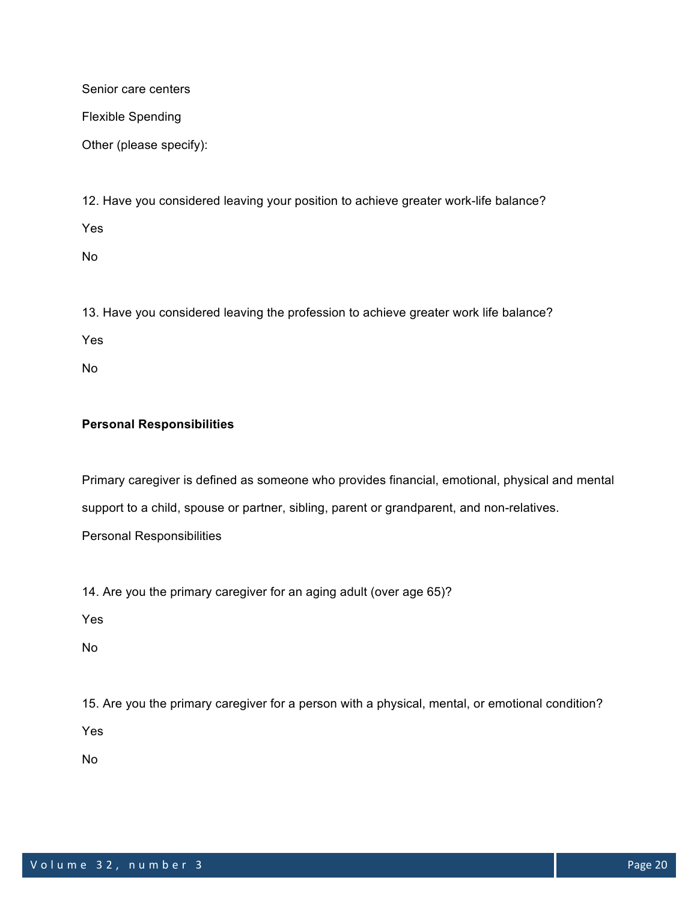Senior care centers

Flexible Spending

Other (please specify):

12. Have you considered leaving your position to achieve greater work-life balance?

Yes

No

13. Have you considered leaving the profession to achieve greater work life balance?

Yes

No

**Personal Responsibilities**

Primary caregiver is defined as someone who provides financial, emotional, physical and mental support to a child, spouse or partner, sibling, parent or grandparent, and non-relatives.

Personal Responsibilities

14. Are you the primary caregiver for an aging adult (over age 65)?

Yes

No

15. Are you the primary caregiver for a person with a physical, mental, or emotional condition?

Yes

No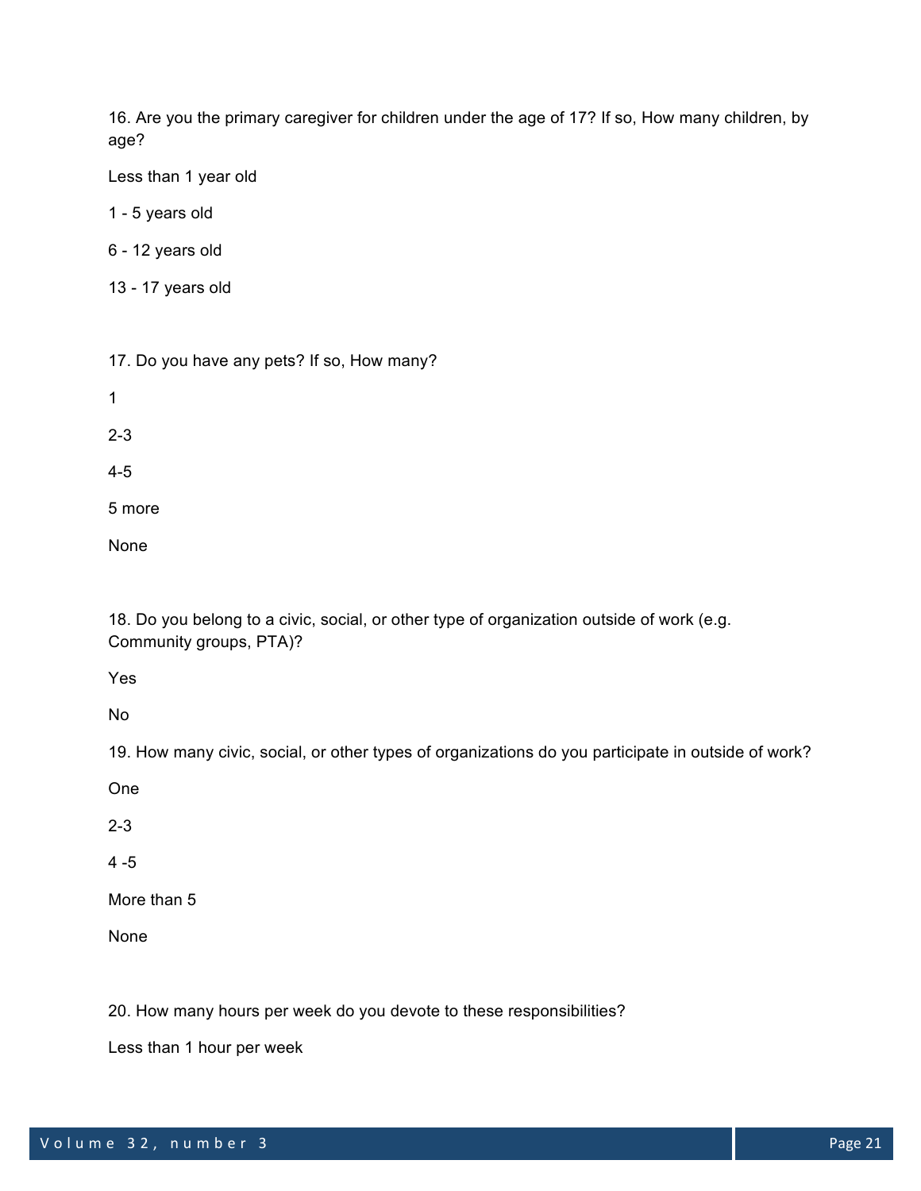16. Are you the primary caregiver for children under the age of 17? If so, How many children, by age?

Less than 1 year old

1 - 5 years old

6 - 12 years old

13 - 17 years old

17. Do you have any pets? If so, How many?

1

2-3

4-5

5 more

None

18. Do you belong to a civic, social, or other type of organization outside of work (e.g. Community groups, PTA)?

Yes

No

19. How many civic, social, or other types of organizations do you participate in outside of work?

One

2-3

4 -5

More than 5

None

20. How many hours per week do you devote to these responsibilities?

Less than 1 hour per week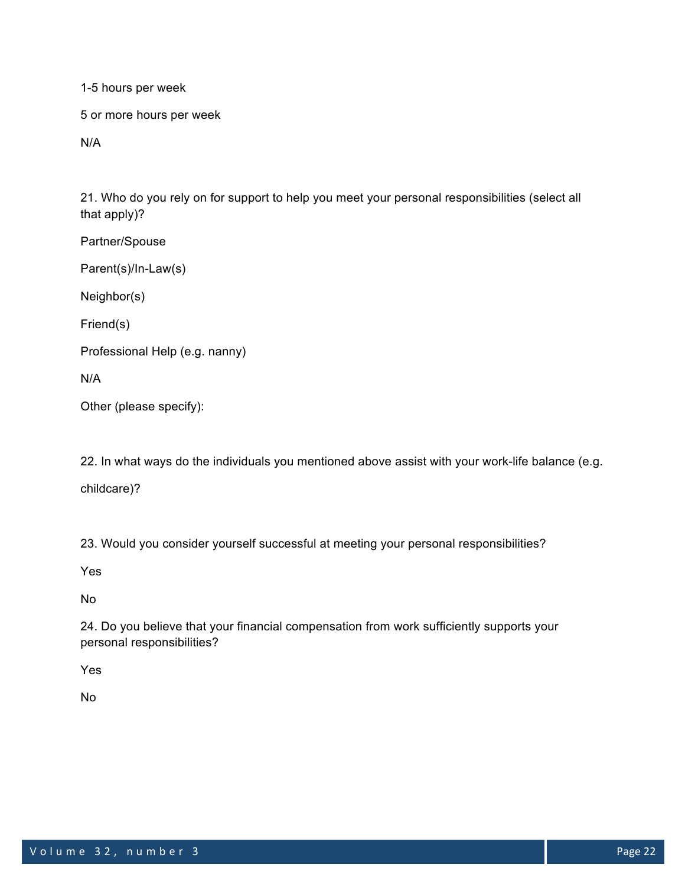1-5 hours per week

5 or more hours per week

N/A

21. Who do you rely on for support to help you meet your personal responsibilities (select all that apply)?

Partner/Spouse

Parent(s)/In-Law(s)

Neighbor(s)

Friend(s)

Professional Help (e.g. nanny)

N/A

Other (please specify):

22. In what ways do the individuals you mentioned above assist with your work-life balance (e.g. childcare)?

23. Would you consider yourself successful at meeting your personal responsibilities?

Yes

No

24. Do you believe that your financial compensation from work sufficiently supports your personal responsibilities?

Yes

No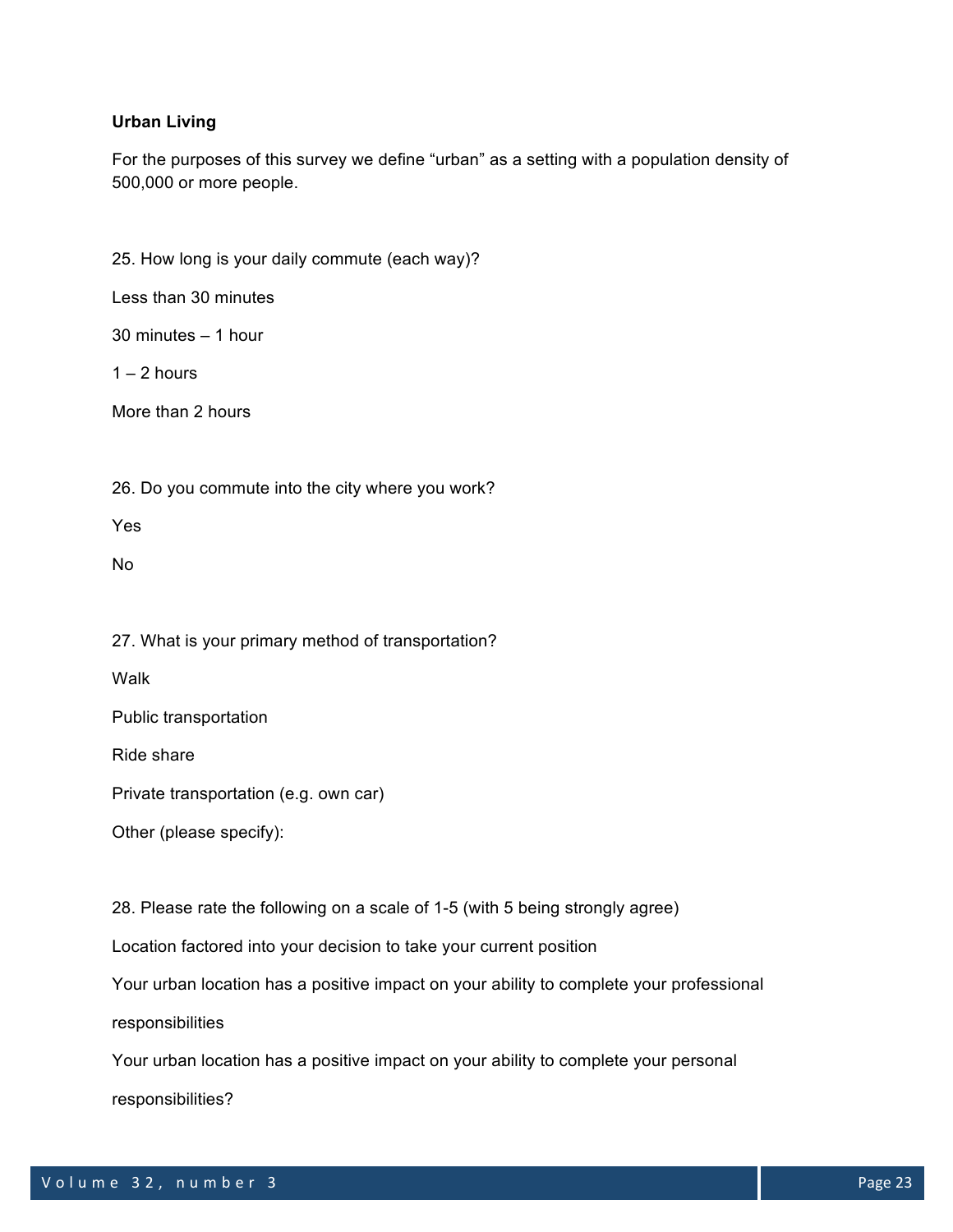**Urban Living**

For the purposes of this survey we define “urban” as a setting with a population density of 500,000 or more people.

25. How long is your daily commute (each way)?

Less than 30 minutes

30 minutes – 1 hour

1 – 2 hours

More than 2 hours

26. Do you commute into the city where you work?

Yes

No

27. What is your primary method of transportation?

Walk

Public transportation

Ride share

Private transportation (e.g. own car)

Other (please specify):

28. Please rate the following on a scale of 1-5 (with 5 being strongly agree)

Location factored into your decision to take your current position

Your urban location has a positive impact on your ability to complete your professional responsibilities

Your urban location has a positive impact on your ability to complete your personal responsibilities?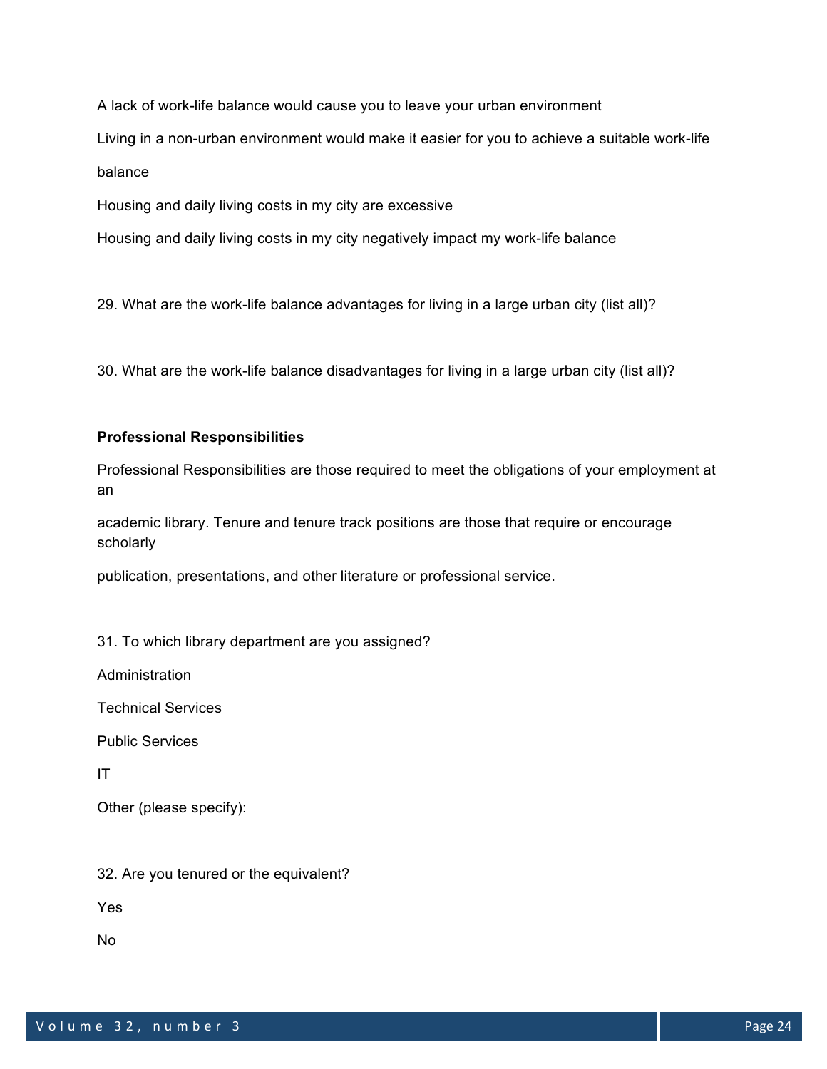A lack of work-life balance would cause you to leave your urban environment

Living in a non-urban environment would make it easier for you to achieve a suitable work-life balance

Housing and daily living costs in my city are excessive

Housing and daily living costs in my city negatively impact my work-life balance

29. What are the work-life balance advantages for living in a large urban city (list all)?

30. What are the work-life balance disadvantages for living in a large urban city (list all)?

**Professional Responsibilities**

Professional Responsibilities are those required to meet the obligations of your employment at an academic library. Tenure and tenure track positions are those that require or encourage scholarly publication, presentations, and other literature or professional service.

31. To which library department are you assigned?

Administration

Technical Services

Public Services

IT

Other (please specify):

32. Are you tenured or the equivalent?

Yes

No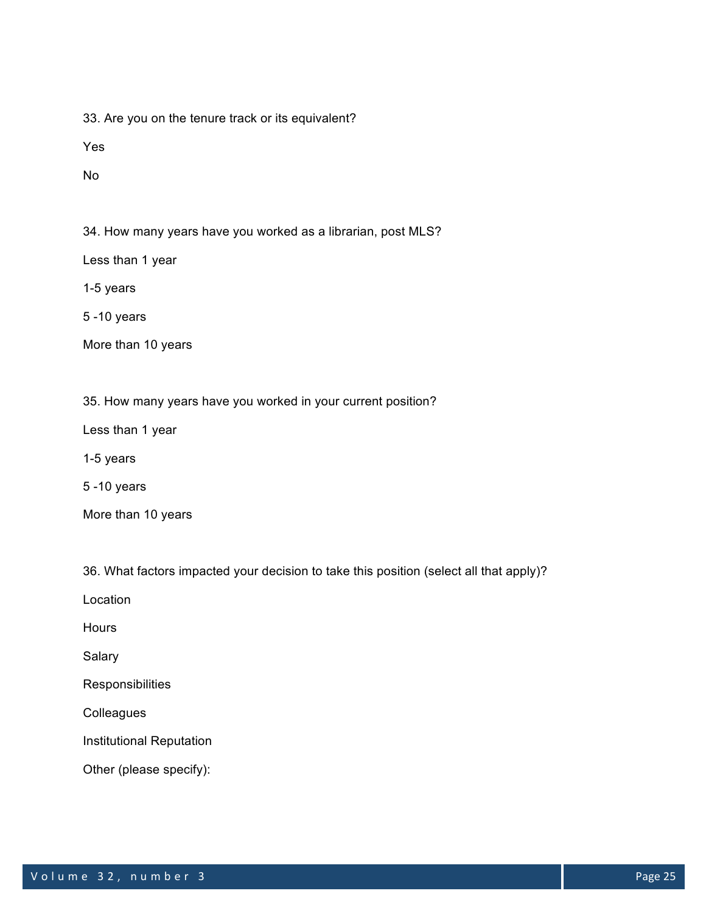33. Are you on the tenure track or its equivalent?

Yes

No

34. How many years have you worked as a librarian, post MLS?

Less than 1 year

1-5 years

5 -10 years

More than 10 years

35. How many years have you worked in your current position?

Less than 1 year

1-5 years

5 -10 years

More than 10 years

36. What factors impacted your decision to take this position (select all that apply)?

Location

Hours

Salary

Responsibilities

Colleagues

Institutional Reputation

Other (please specify):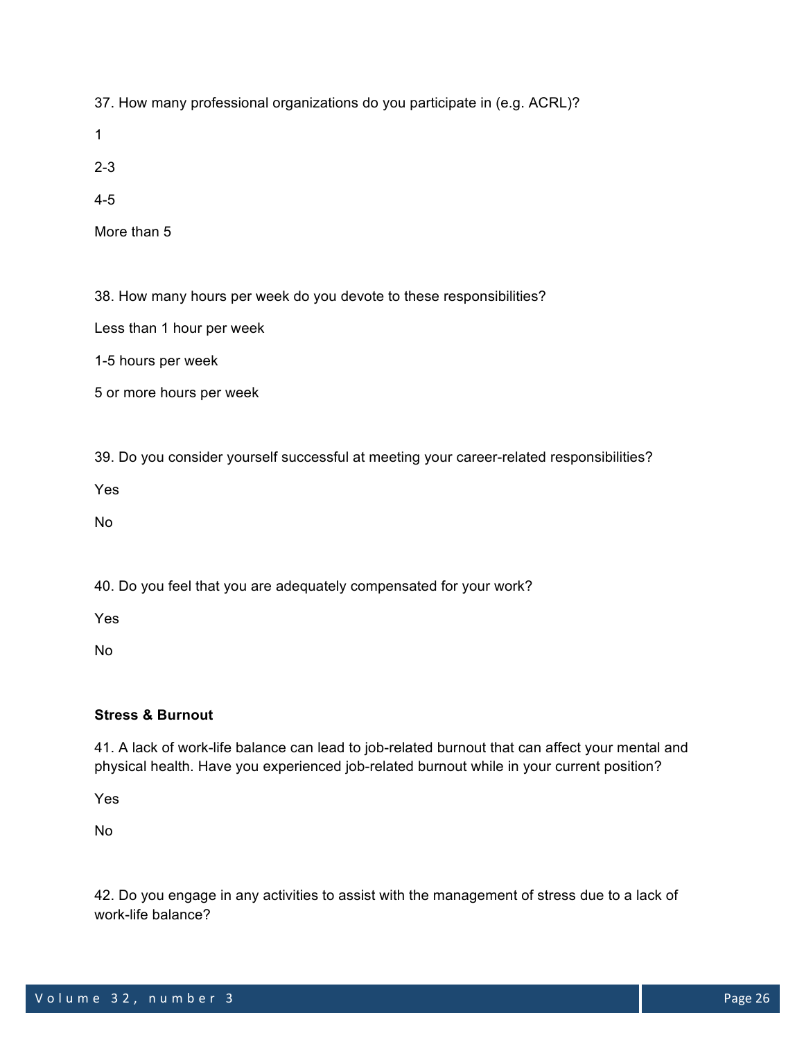37. How many professional organizations do you participate in (e.g. ACRL)?

1

2-3

4-5

More than 5

38. How many hours per week do you devote to these responsibilities?

Less than 1 hour per week

1-5 hours per week

5 or more hours per week

39. Do you consider yourself successful at meeting your career-related responsibilities?

Yes

No

40. Do you feel that you are adequately compensated for your work?

Yes

No

**Stress & Burnout**

41. A lack of work-life balance can lead to job-related burnout that can affect your mental and physical health. Have you experienced job-related burnout while in your current position?

Yes

No

42. Do you engage in any activities to assist with the management of stress due to a lack of work-life balance?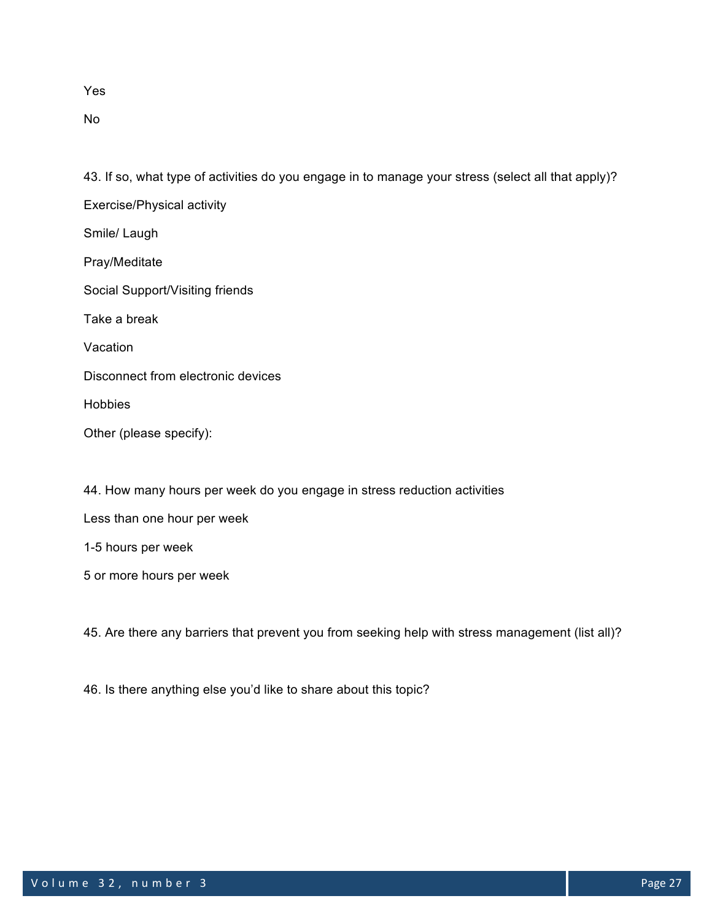Yes

No

43. If so, what type of activities do you engage in to manage your stress (select all that apply)?

Exercise/Physical activity

Smile/ Laugh

Pray/Meditate

Social Support/Visiting friends

Take a break

Vacation

Disconnect from electronic devices

Hobbies

Other (please specify):

44. How many hours per week do you engage in stress reduction activities

Less than one hour per week

1-5 hours per week

5 or more hours per week

45. Are there any barriers that prevent you from seeking help with stress management (list all)?

46. Is there anything else you'd like to share about this topic?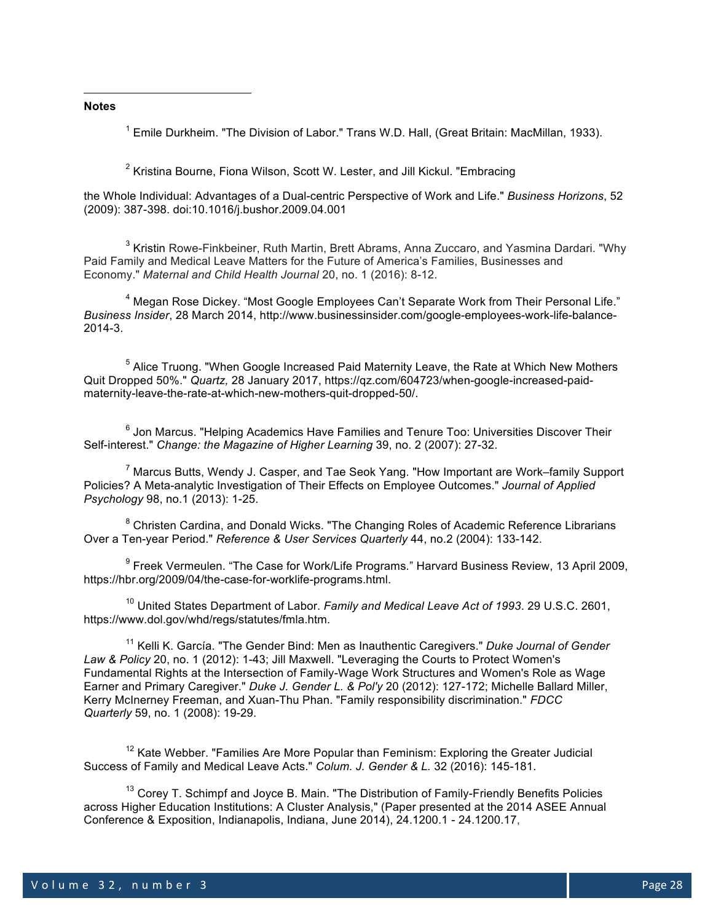**Notes**

[1] Emile Durkheim. "The Division of Labor." Trans W.D. Hall, (Great Britain: MacMillan, 1933).

[2] Kristina Bourne, Fiona Wilson, Scott W. Lester, and Jill Kickul. "Embracing the Whole Individual: Advantages of a Dual-centric Perspective of Work and Life." *Business Horizons*, 52 (2009): 387-398. doi:10.1016/j.bushor.2009.04.001

[3] Kristin Rowe-Finkbeiner, Ruth Martin, Brett Abrams, Anna Zuccaro, and Yasmina Dardari. "Why Paid Family and Medical Leave Matters for the Future of America's Families, Businesses and Economy." *Maternal and Child Health Journal* 20, no. 1 (2016): 8-12.

[4] Megan Rose Dickey. "Most Google Employees Can't Separate Work from Their Personal Life." *Business Insider*, 28 March 2014, http://www.businessinsider.com/google-employees-work-life-balance-2014-3.

[5] Alice Truong. "When Google Increased Paid Maternity Leave, the Rate at Which New Mothers Quit Dropped 50%." *Quartz,* 28 January 2017, https://qz.com/604723/when-google-increased-paid-maternity-leave-the-rate-at-which-new-mothers-quit-dropped-50/.

[6] Jon Marcus. "Helping Academics Have Families and Tenure Too: Universities Discover Their Self-interest." *Change: the Magazine of Higher Learning* 39, no. 2 (2007): 27-32.

[7] Marcus Butts, Wendy J. Casper, and Tae Seok Yang. "How Important are Work–family Support Policies? A Meta-analytic Investigation of Their Effects on Employee Outcomes." *Journal of Applied Psychology* 98, no.1 (2013): 1-25.

[8] Christen Cardina, and Donald Wicks. "The Changing Roles of Academic Reference Librarians Over a Ten-year Period." *Reference & User Services Quarterly* 44, no.2 (2004): 133-142.

[9] Freek Vermeulen. "The Case for Work/Life Programs." Harvard Business Review, 13 April 2009, https://hbr.org/2009/04/the-case-for-worklife-programs.html.

[10] United States Department of Labor. *Family and Medical Leave Act of 1993*. 29 U.S.C. 2601, https://www.dol.gov/whd/regs/statutes/fmla.htm.

[11] Kelli K. García. "The Gender Bind: Men as Inauthentic Caregivers." *Duke Journal of Gender Law & Policy* 20, no. 1 (2012): 1-43; Jill Maxwell. "Leveraging the Courts to Protect Women's Fundamental Rights at the Intersection of Family-Wage Work Structures and Women's Role as Wage Earner and Primary Caregiver." *Duke J. Gender L. & Pol'y* 20 (2012): 127-172; Michelle Ballard Miller, Kerry McInerney Freeman, and Xuan-Thu Phan. "Family responsibility discrimination." *FDCC Quarterly* 59, no. 1 (2008): 19-29.

[12] Kate Webber. "Families Are More Popular than Feminism: Exploring the Greater Judicial Success of Family and Medical Leave Acts." *Colum. J. Gender & L.* 32 (2016): 145-181.

[13] Corey T. Schimpf and Joyce B. Main. "The Distribution of Family-Friendly Benefits Policies across Higher Education Institutions: A Cluster Analysis," (Paper presented at the 2014 ASEE Annual Conference & Exposition, Indianapolis, Indiana, June 2014), 24.1200.1 - 24.1200.17,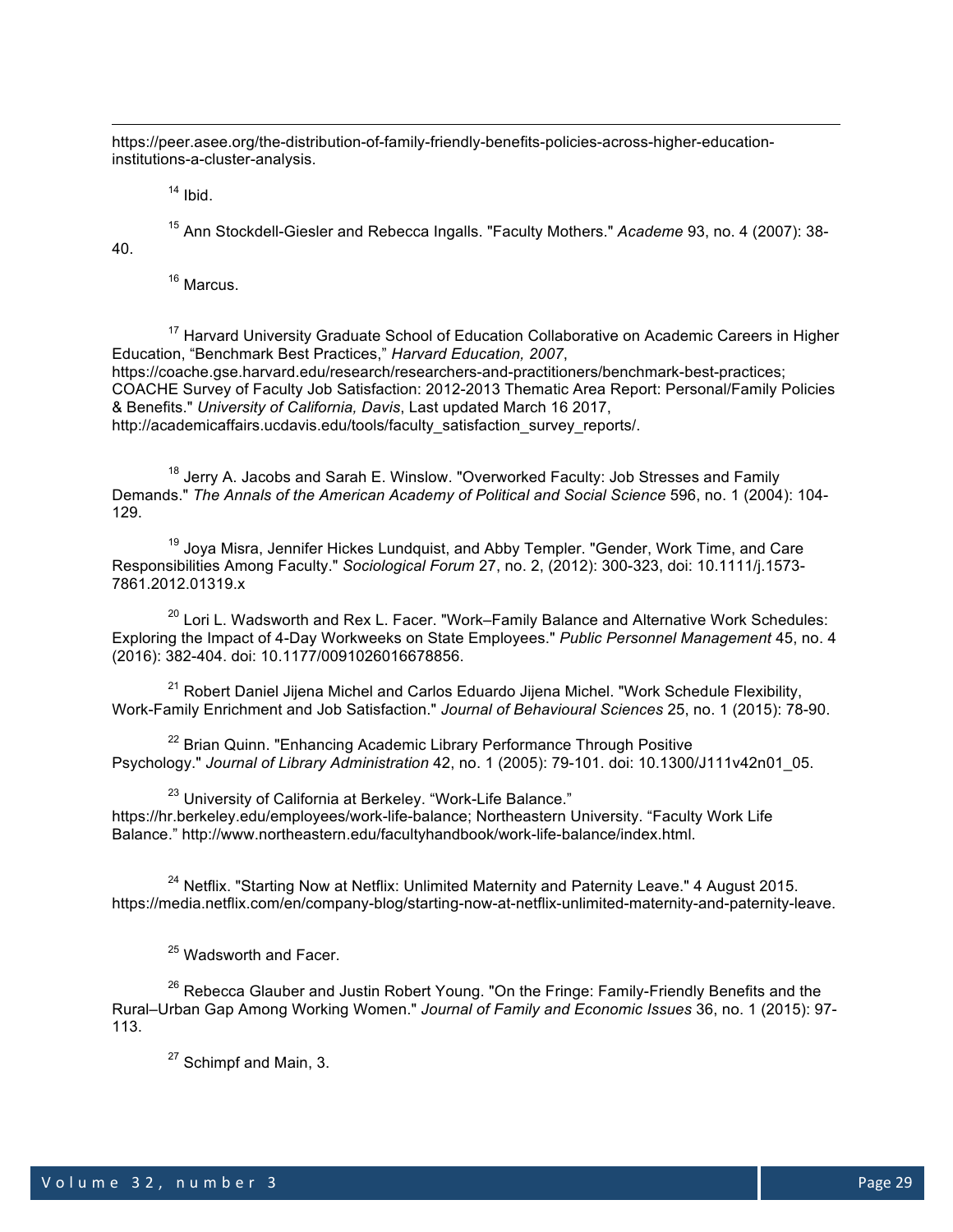https://peer.asee.org/the-distribution-of-family-friendly-benefits-policies-across-higher-education-institutions-a-cluster-analysis.

[14] Ibid.

[15] Ann Stockdell-Giesler and Rebecca Ingalls. "Faculty Mothers." *Academe* 93, no. 4 (2007): 38-40.

[16] Marcus.

[17] Harvard University Graduate School of Education Collaborative on Academic Careers in Higher Education, “Benchmark Best Practices,” *Harvard Education, 2007*, https://coache.gse.harvard.edu/research/researchers-and-practitioners/benchmark-best-practices; COACHE Survey of Faculty Job Satisfaction: 2012-2013 Thematic Area Report: Personal/Family Policies & Benefits." *University of California, Davis*, Last updated March 16 2017, http://academicaffairs.ucdavis.edu/tools/faculty_satisfaction_survey_reports/.

[18] Jerry A. Jacobs and Sarah E. Winslow. "Overworked Faculty: Job Stresses and Family Demands." *The Annals of the American Academy of Political and Social Science* 596, no. 1 (2004): 104-129.

[19] Joya Misra, Jennifer Hickes Lundquist, and Abby Templer. "Gender, Work Time, and Care Responsibilities Among Faculty." *Sociological Forum* 27, no. 2, (2012): 300-323, doi: 10.1111/j.1573-7861.2012.01319.x

[20] Lori L. Wadsworth and Rex L. Facer. "Work–Family Balance and Alternative Work Schedules: Exploring the Impact of 4-Day Workweeks on State Employees." *Public Personnel Management* 45, no. 4 (2016): 382-404. doi: 10.1177/0091026016678856.

[21] Robert Daniel Jijena Michel and Carlos Eduardo Jijena Michel. "Work Schedule Flexibility, Work-Family Enrichment and Job Satisfaction." *Journal of Behavioural Sciences* 25, no. 1 (2015): 78-90.

[22] Brian Quinn. "Enhancing Academic Library Performance Through Positive Psychology." *Journal of Library Administration* 42, no. 1 (2005): 79-101. doi: 10.1300/J111v42n01_05.

[23] University of California at Berkeley. “Work-Life Balance.” https://hr.berkeley.edu/employees/work-life-balance; Northeastern University. “Faculty Work Life Balance.” http://www.northeastern.edu/facultyhandbook/work-life-balance/index.html.

[24] Netflix. "Starting Now at Netflix: Unlimited Maternity and Paternity Leave." 4 August 2015. https://media.netflix.com/en/company-blog/starting-now-at-netflix-unlimited-maternity-and-paternity-leave.

[25] Wadsworth and Facer.

[26] Rebecca Glauber and Justin Robert Young. "On the Fringe: Family-Friendly Benefits and the Rural–Urban Gap Among Working Women." *Journal of Family and Economic Issues* 36, no. 1 (2015): 97-113.

[27] Schimpf and Main, 3.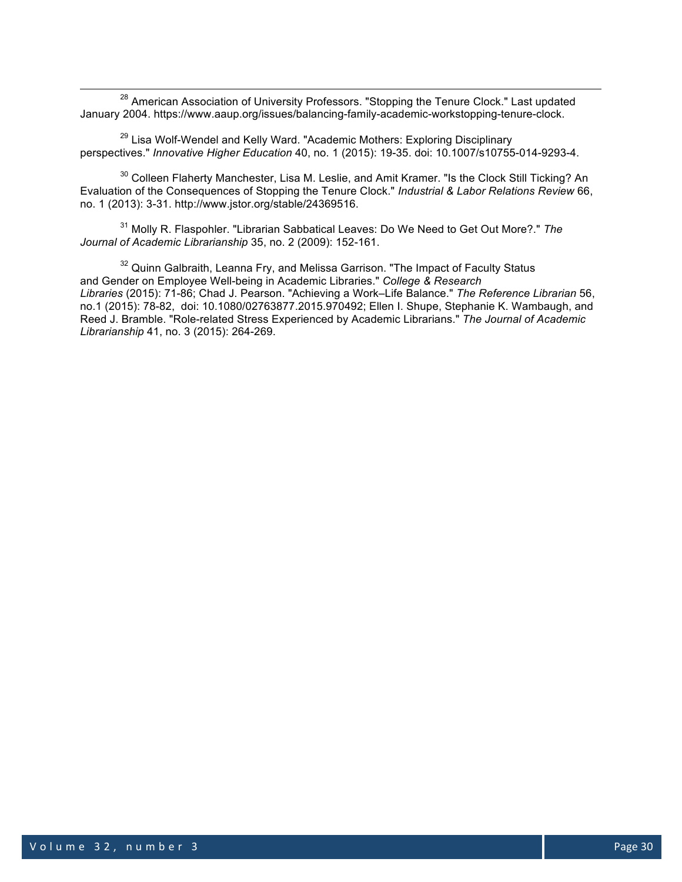[28] American Association of University Professors. "Stopping the Tenure Clock." Last updated January 2004. https://www.aaup.org/issues/balancing-family-academic-workstopping-tenure-clock.

[29] Lisa Wolf-Wendel and Kelly Ward. "Academic Mothers: Exploring Disciplinary perspectives." *Innovative Higher Education* 40, no. 1 (2015): 19-35. doi: 10.1007/s10755-014-9293-4.

[30] Colleen Flaherty Manchester, Lisa M. Leslie, and Amit Kramer. "Is the Clock Still Ticking? An Evaluation of the Consequences of Stopping the Tenure Clock." *Industrial & Labor Relations Review* 66, no. 1 (2013): 3-31. http://www.jstor.org/stable/24369516.

[31] Molly R. Flaspohler. "Librarian Sabbatical Leaves: Do We Need to Get Out More?." *The Journal of Academic Librarianship* 35, no. 2 (2009): 152-161.

[32] Quinn Galbraith, Leanna Fry, and Melissa Garrison. "The Impact of Faculty Status and Gender on Employee Well-being in Academic Libraries." *College & Research Libraries* (2015): 71-86; Chad J. Pearson. "Achieving a Work–Life Balance." *The Reference Librarian* 56, no.1 (2015): 78-82, doi: 10.1080/02763877.2015.970492; Ellen I. Shupe, Stephanie K. Wambaugh, and Reed J. Bramble. "Role-related Stress Experienced by Academic Librarians." *The Journal of Academic Librarianship* 41, no. 3 (2015): 264-269.